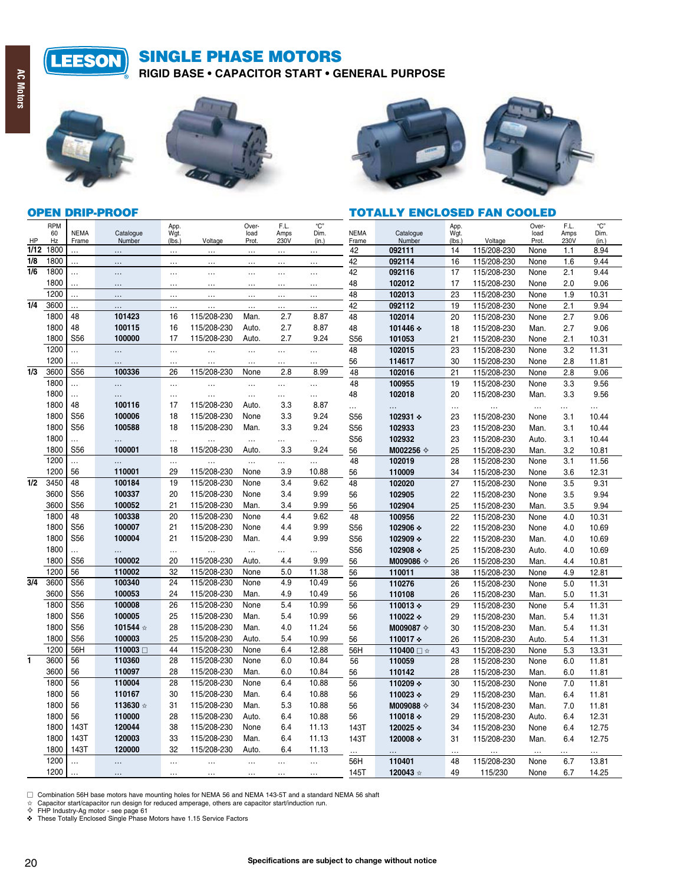# LEESON SINGLE PHASE MOTORS

## RIGID BASE • CAPACITOR START • GENERAL PURPOSE

| | | OPEN DRIP-PROOF | | | | | | | | TOTALLY ENCLOSED FAN COOLED | | | | | | |
|---|---|---|---|---|---|---|---|---|---|---|---|---|---|---|---|---|
| HP | RPM 60 Hz | NEMA Frame | Catalogue Number | App. Wgt. (lbs.) | Voltage | Over-load Prot. | F.L. Amps 230V | "C" Dim. (in.) | NEMA Frame | Catalogue Number | App. Wgt. (lbs.) | Voltage | Over-load Prot. | F.L. Amps 230V | "C" Dim. (in.) |
| 1/12 | 1800 | ... | ... | ... | ... | ... | ... | ... | 42 | **092111** | 14 | 115/208-230 | None | 1.1 | 8.94 |
| 1/8 | 1800 | ... | ... | ... | ... | ... | ... | ... | 42 | **092114** | 16 | 115/208-230 | None | 1.6 | 9.44 |
| 1/6 | 1800 | ... | ... | ... | ... | ... | ... | ... | 42 | **092116** | 17 | 115/208-230 | None | 2.1 | 9.44 |
| | 1800 | ... | ... | ... | ... | ... | ... | ... | 48 | **102012** | 17 | 115/208-230 | None | 2.0 | 9.06 |
| | 1200 | ... | ... | ... | ... | ... | ... | ... | 48 | **102013** | 23 | 115/208-230 | None | 1.9 | 10.31 |
| 1/4 | 3600 | ... | ... | ... | ... | ... | ... | ... | 42 | **092112** | 19 | 115/208-230 | None | 2.1 | 9.94 |
| | 1800 | 48 | **101423** | 16 | 115/208-230 | Man. | 2.7 | 8.87 | 48 | **102014** | 20 | 115/208-230 | None | 2.7 | 9.06 |
| | 1800 | 48 | **100115** | 16 | 115/208-230 | Auto. | 2.7 | 8.87 | 48 | **101446** ✣ | 18 | 115/208-230 | Man. | 2.7 | 9.06 |
| | 1800 | S56 | **100000** | 17 | 115/208-230 | Auto. | 2.7 | 9.24 | S56 | **101053** | 21 | 115/208-230 | None | 2.1 | 10.31 |
| | 1200 | ... | ... | ... | ... | ... | ... | ... | 48 | **102015** | 23 | 115/208-230 | None | 3.2 | 11.31 |
| | 1200 | ... | ... | ... | ... | ... | ... | ... | 56 | **114617** | 30 | 115/208-230 | None | 2.8 | 11.81 |
| 1/3 | 3600 | S56 | **100336** | 26 | 115/208-230 | None | 2.8 | 8.99 | 48 | **102016** | 21 | 115/208-230 | None | 2.8 | 9.06 |
| | 1800 | ... | ... | ... | ... | ... | ... | ... | 48 | **100955** | 19 | 115/208-230 | None | 3.3 | 9.56 |
| | 1800 | ... | ... | ... | ... | ... | ... | ... | 48 | **102018** | 20 | 115/208-230 | Man. | 3.3 | 9.56 |
| | 1800 | 48 | **100116** | 17 | 115/208-230 | Auto. | 3.3 | 8.87 | ... | ... | ... | ... | ... | ... | ... |
| | 1800 | S56 | **100006** | 18 | 115/208-230 | None | 3.3 | 9.24 | S56 | **102931** ✣ | 23 | 115/208-230 | None | 3.1 | 10.44 |
| | 1800 | S56 | **100588** | 18 | 115/208-230 | Man. | 3.3 | 9.24 | S56 | **102933** | 23 | 115/208-230 | Man. | 3.1 | 10.44 |
| | 1800 | ... | ... | ... | ... | ... | ... | ... | S56 | **102932** | 23 | 115/208-230 | Auto. | 3.1 | 10.44 |
| | 1800 | S56 | **100001** | 18 | 115/208-230 | Auto. | 3.3 | 9.24 | 56 | **M002256** ✧ | 25 | 115/208-230 | Man. | 3.2 | 10.81 |
| | 1200 | ... | ... | ... | ... | ... | ... | ... | 48 | **102019** | 28 | 115/208-230 | None | 3.1 | 11.56 |
| | 1200 | 56 | **110001** | 29 | 115/208-230 | None | 3.9 | 10.88 | 56 | **110009** | 34 | 115/208-230 | None | 3.6 | 12.31 |
| 1/2 | 3450 | 48 | **100184** | 19 | 115/208-230 | None | 3.4 | 9.62 | 48 | **102020** | 27 | 115/208-230 | None | 3.5 | 9.31 |
| | 3600 | S56 | **100337** | 20 | 115/208-230 | None | 3.4 | 9.99 | 56 | **102905** | 22 | 115/208-230 | None | 3.5 | 9.94 |
| | 3600 | S56 | **100052** | 21 | 115/208-230 | Man. | 3.4 | 9.99 | 56 | **102904** | 25 | 115/208-230 | Man. | 3.5 | 9.94 |
| | 1800 | 48 | **100338** | 20 | 115/208-230 | None | 4.4 | 9.62 | 48 | **100956** | 22 | 115/208-230 | None | 4.0 | 10.31 |
| | 1800 | S56 | **100007** | 21 | 115/208-230 | None | 4.4 | 9.99 | S56 | **102906** ✣ | 22 | 115/208-230 | None | 4.0 | 10.69 |
| | 1800 | S56 | **100004** | 21 | 115/208-230 | Man. | 4.4 | 9.99 | S56 | **102909** ✣ | 22 | 115/208-230 | Man. | 4.0 | 10.69 |
| | 1800 | ... | ... | ... | ... | ... | ... | ... | S56 | **102908** ✣ | 25 | 115/208-230 | Auto. | 4.0 | 10.69 |
| | 1800 | S56 | **100002** | 20 | 115/208-230 | Auto. | 4.4 | 9.99 | 56 | **M009086** ✧ | 26 | 115/208-230 | Man. | 4.4 | 10.81 |
| | 1200 | 56 | **110002** | 32 | 115/208-230 | None | 5.0 | 11.38 | 56 | **110011** | 38 | 115/208-230 | None | 4.9 | 12.81 |
| 3/4 | 3600 | S56 | **100340** | 24 | 115/208-230 | None | 4.9 | 10.49 | 56 | **110276** | 26 | 115/208-230 | None | 5.0 | 11.31 |
| | 3600 | S56 | **100053** | 24 | 115/208-230 | Man. | 4.9 | 10.49 | 56 | **110108** | 26 | 115/208-230 | Man. | 5.0 | 11.31 |
| | 1800 | S56 | **100008** | 26 | 115/208-230 | None | 5.4 | 10.99 | 56 | **110013** ✣ | 29 | 115/208-230 | None | 5.4 | 11.31 |
| | 1800 | S56 | **100005** | 25 | 115/208-230 | Man. | 5.4 | 10.99 | 56 | **110022** ✣ | 29 | 115/208-230 | Man. | 5.4 | 11.31 |
| | 1800 | S56 | **101544** ☆ | 28 | 115/208-230 | Man. | 4.0 | 11.24 | 56 | **M009087** ✧ | 30 | 115/208-230 | Man. | 5.4 | 11.31 |
| | 1800 | S56 | **100003** | 25 | 115/208-230 | Auto. | 5.4 | 10.99 | 56 | **110017** ✣ | 26 | 115/208-230 | Auto. | 5.4 | 11.31 |
| | 1200 | 56H | **110003** ☐ | 44 | 115/208-230 | None | 6.4 | 12.88 | 56H | **110400** ☐ ☆ | 43 | 115/208-230 | None | 5.3 | 13.31 |
| 1 | 3600 | 56 | **110360** | 28 | 115/208-230 | None | 6.0 | 10.84 | 56 | **110059** | 28 | 115/208-230 | None | 6.0 | 11.81 |
| | 3600 | 56 | **110097** | 28 | 115/208-230 | Man. | 6.0 | 10.84 | 56 | **110142** | 28 | 115/208-230 | Man. | 6.0 | 11.81 |
| | 1800 | 56 | **110004** | 28 | 115/208-230 | None | 6.4 | 10.88 | 56 | **110209** ✣ | 30 | 115/208-230 | None | 7.0 | 11.81 |
| | 1800 | 56 | **110167** | 30 | 115/208-230 | Man. | 6.4 | 10.88 | 56 | **110023** ✣ | 29 | 115/208-230 | Man. | 6.4 | 11.81 |
| | 1800 | 56 | **113630** ☆ | 31 | 115/208-230 | Man. | 5.3 | 10.88 | 56 | **M009088** ✧ | 34 | 115/208-230 | Man. | 7.0 | 11.81 |
| | 1800 | 56 | **110000** | 28 | 115/208-230 | Auto. | 6.4 | 10.88 | 56 | **110018** ✣ | 29 | 115/208-230 | Auto. | 6.4 | 12.31 |
| | 1800 | 143T | **120044** | 38 | 115/208-230 | None | 6.4 | 11.13 | 143T | **120025** ✣ | 34 | 115/208-230 | None | 6.4 | 12.75 |
| | 1800 | 143T | **120003** | 33 | 115/208-230 | Man. | 6.4 | 11.13 | 143T | **120008** ✣ | 31 | 115/208-230 | Man. | 6.4 | 12.75 |
| | 1800 | 143T | **120000** | 32 | 115/208-230 | Auto. | 6.4 | 11.13 | ... | ... | ... | ... | ... | ... | ... |
| | 1200 | ... | ... | ... | ... | ... | ... | ... | 56H | **110401** | 48 | 115/208-230 | None | 6.7 | 13.81 |
| | 1200 | ... | ... | ... | ... | ... | ... | ... | 145T | **120043** ☆ | 49 | 115/230 | None | 6.7 | 14.25 |

☐ Combination 56H base motors have mounting holes for NEMA 56 and NEMA 143-5T and a standard NEMA 56 shaft
☆ Capacitor start/capacitor run design for reduced amperage, others are capacitor start/induction run.
✧ FHP Industry-Ag motor - see page 61
✣ These Totally Enclosed Single Phase Motors have 1.15 Service Factors

Specifications are subject to change without notice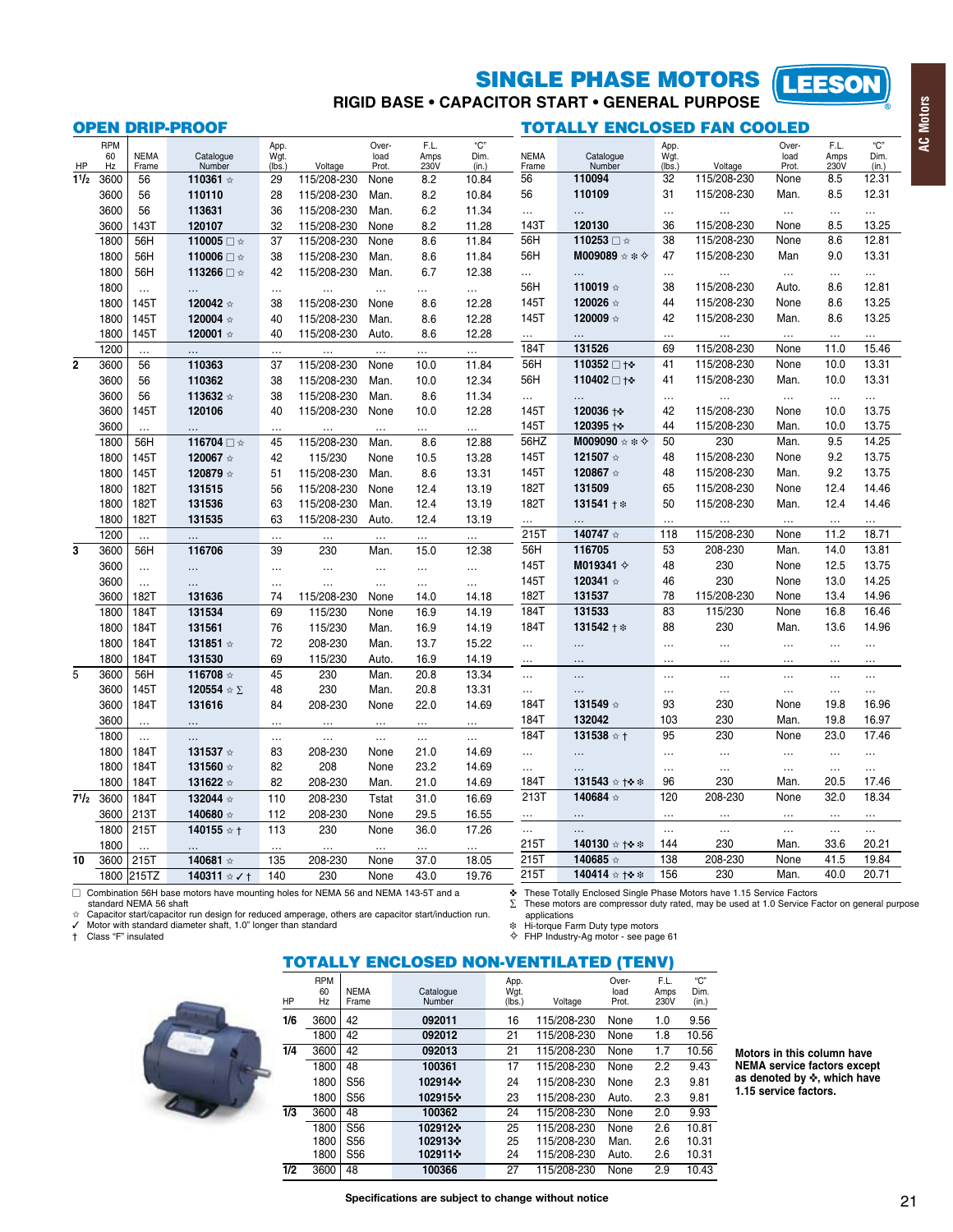# SINGLE PHASE MOTORS

## RIGID BASE • CAPACITOR START • GENERAL PURPOSE

### OPEN DRIP-PROOF / TOTALLY ENCLOSED FAN COOLED

| HP | RPM 60 Hz | NEMA Frame | Catalogue Number | App. Wgt. (lbs.) | Voltage | Over-load Prot. | F.L. Amps 230V | "C" Dim. (in.) | NEMA Frame | Catalogue Number | App. Wgt. (lbs.) | Voltage | Over-load Prot. | F.L. Amps 230V | "C" Dim. (in.) |
|---|---|---|---|---|---|---|---|---|---|---|---|---|---|---|---|
| 1½ | 3600 | 56 | **110361** ☆ | 29 | 115/208-230 | None | 8.2 | 10.84 | 56 | **110094** | 32 | 115/208-230 | None | 8.5 | 12.31 |
| | 3600 | 56 | **110110** | 28 | 115/208-230 | Man. | 8.2 | 10.84 | 56 | **110109** | 31 | 115/208-230 | Man. | 8.5 | 12.31 |
| | 3600 | 56 | **113631** | 36 | 115/208-230 | Man. | 6.2 | 11.34 | … | … | … | … | … | … | … |
| | 3600 | 143T | **120107** | 32 | 115/208-230 | None | 8.2 | 11.28 | 143T | **120130** | 36 | 115/208-230 | None | 8.5 | 13.25 |
| | 1800 | 56H | **110005** □ ☆ | 37 | 115/208-230 | None | 8.6 | 11.84 | 56H | **110253** □ ☆ | 38 | 115/208-230 | None | 8.6 | 12.81 |
| | 1800 | 56H | **110006** □ ☆ | 38 | 115/208-230 | Man. | 8.6 | 11.84 | 56H | **M009089** ☆ ❄ ✧ | 47 | 115/208-230 | Man | 9.0 | 13.31 |
| | 1800 | 56H | **113266** □ ☆ | 42 | 115/208-230 | Man. | 6.7 | 12.38 | … | … | … | … | … | … | … |
| | 1800 | … | … | … | … | … | … | … | 56H | **110019** ☆ | 38 | 115/208-230 | Auto. | 8.6 | 12.81 |
| | 1800 | 145T | **120042** ☆ | 38 | 115/208-230 | None | 8.6 | 12.28 | 145T | **120026** ☆ | 44 | 115/208-230 | None | 8.6 | 13.25 |
| | 1800 | 145T | **120004** ☆ | 40 | 115/208-230 | Man. | 8.6 | 12.28 | 145T | **120009** ☆ | 42 | 115/208-230 | Man. | 8.6 | 13.25 |
| | 1800 | 145T | **120001** ☆ | 40 | 115/208-230 | Auto. | 8.6 | 12.28 | … | … | … | … | … | … | … |
| | 1200 | … | … | … | … | … | … | … | 184T | **131526** | 69 | 115/208-230 | None | 11.0 | 15.46 |
| 2 | 3600 | 56 | **110363** | 37 | 115/208-230 | None | 10.0 | 11.84 | 56H | **110352** □ †✤ | 41 | 115/208-230 | None | 10.0 | 13.31 |
| | 3600 | 56 | **110362** | 38 | 115/208-230 | Man. | 10.0 | 12.34 | 56H | **110402** □ †✤ | 41 | 115/208-230 | Man. | 10.0 | 13.31 |
| | 3600 | 56 | **113632** ☆ | 38 | 115/208-230 | Man. | 8.6 | 11.34 | … | … | … | … | … | … | … |
| | 3600 | 145T | **120106** | 40 | 115/208-230 | None | 10.0 | 12.28 | 145T | **120036** †✤ | 42 | 115/208-230 | None | 10.0 | 13.75 |
| | 3600 | … | … | … | … | … | … | … | 145T | **120395** †✤ | 44 | 115/208-230 | Man. | 10.0 | 13.75 |
| | 1800 | 56H | **116704** □ ☆ | 45 | 115/208-230 | Man. | 8.6 | 12.88 | 56HZ | **M009090** ☆ ❄ ✧ | 50 | 230 | Man. | 9.5 | 14.25 |
| | 1800 | 145T | **120067** ☆ | 42 | 115/230 | None | 10.5 | 13.28 | 145T | **121507** ☆ | 48 | 115/208-230 | None | 9.2 | 13.75 |
| | 1800 | 145T | **120879** ☆ | 51 | 115/208-230 | Man. | 8.6 | 13.31 | 145T | **120867** ☆ | 48 | 115/208-230 | Man. | 9.2 | 13.75 |
| | 1800 | 182T | **131515** | 56 | 115/208-230 | None | 12.4 | 13.19 | 182T | **131509** | 65 | 115/208-230 | None | 12.4 | 14.46 |
| | 1800 | 182T | **131536** | 63 | 115/208-230 | Man. | 12.4 | 13.19 | 182T | **131541** † ❄ | 50 | 115/208-230 | Man. | 12.4 | 14.46 |
| | 1800 | 182T | **131535** | 63 | 115/208-230 | Auto. | 12.4 | 13.19 | … | … | … | … | … | … | … |
| | 1200 | … | … | … | … | … | … | … | 215T | **140747** ☆ | 118 | 115/208-230 | None | 11.2 | 18.71 |
| 3 | 3600 | 56H | **116706** | 39 | 230 | Man. | 15.0 | 12.38 | 56H | **116705** | 53 | 208-230 | Man. | 14.0 | 13.81 |
| | 3600 | … | … | … | … | … | … | … | 145T | **M019341** ✧ | 48 | 230 | None | 12.5 | 13.75 |
| | 3600 | … | … | … | … | … | … | … | 145T | **120341** ☆ | 46 | 230 | None | 13.0 | 14.25 |
| | 3600 | 182T | **131636** | 74 | 115/208-230 | None | 14.0 | 14.18 | 182T | **131537** | 78 | 115/208-230 | None | 13.4 | 14.96 |
| | 1800 | 184T | **131534** | 69 | 115/230 | None | 16.9 | 14.19 | 184T | **131533** | 83 | 115/230 | None | 16.8 | 16.46 |
| | 1800 | 184T | **131561** | 76 | 115/230 | Man. | 16.9 | 14.19 | 184T | **131542** † ❄ | 88 | 230 | Man. | 13.6 | 14.96 |
| | 1800 | 184T | **131851** ☆ | 72 | 208-230 | Man. | 13.7 | 15.22 | … | … | … | … | … | … | … |
| | 1800 | 184T | **131530** | 69 | 115/230 | Auto. | 16.9 | 14.19 | … | … | … | … | … | … | … |
| 5 | 3600 | 56H | **116708** ☆ | 45 | 230 | Man. | 20.8 | 13.34 | … | … | … | … | … | … | … |
| | 3600 | 145T | **120554** ☆ ∑ | 48 | 230 | Man. | 20.8 | 13.31 | … | … | … | … | … | … | … |
| | 3600 | 184T | **131616** | 84 | 208-230 | None | 22.0 | 14.69 | 184T | **131549** ☆ | 93 | 230 | None | 19.8 | 16.96 |
| | 3600 | … | … | … | … | … | … | … | 184T | **132042** | 103 | 230 | Man. | 19.8 | 16.97 |
| | 1800 | … | … | … | … | … | … | … | 184T | **131538** ☆ † | 95 | 230 | None | 23.0 | 17.46 |
| | 1800 | 184T | **131537** ☆ | 83 | 208-230 | None | 21.0 | 14.69 | … | … | … | … | … | … | … |
| | 1800 | 184T | **131560** ☆ | 82 | 208 | None | 23.2 | 14.69 | … | … | … | … | … | … | … |
| | 1800 | 184T | **131622** ☆ | 82 | 208-230 | Man. | 21.0 | 14.69 | 184T | **131543** ☆ †✤❄ | 96 | 230 | Man. | 20.5 | 17.46 |
| 7½ | 3600 | 184T | **132044** ☆ | 110 | 208-230 | Tstat | 31.0 | 16.69 | 213T | **140684** ☆ | 120 | 208-230 | None | 32.0 | 18.34 |
| | 3600 | 213T | **140680** ☆ | 112 | 208-230 | None | 29.5 | 16.55 | … | … | … | … | … | … | … |
| | 1800 | 215T | **140155** ☆ † | 113 | 230 | None | 36.0 | 17.26 | … | … | … | … | … | … | … |
| | 1800 | … | … | … | … | … | … | … | 215T | **140130** ☆ †✤❄ | 144 | 230 | Man. | 33.6 | 20.21 |
| 10 | 3600 | 215T | **140681** ☆ | 135 | 208-230 | None | 37.0 | 18.05 | 215T | **140685** ☆ | 138 | 208-230 | None | 41.5 | 19.84 |
| | 1800 | 215TZ | **140311** ☆ ✓ † | 140 | 230 | None | 43.0 | 19.76 | 215T | **140414** ☆ †✤❄ | 156 | 230 | Man. | 40.0 | 20.71 |

□ Combination 56H base motors have mounting holes for NEMA 56 and NEMA 143-5T and a standard NEMA 56 shaft
☆ Capacitor start/capacitor run design for reduced amperage, others are capacitor start/induction run.
✓ Motor with standard diameter shaft, 1.0" longer than standard
† Class "F" insulated

✤ These Totally Enclosed Single Phase Motors have 1.15 Service Factors
∑ These motors are compressor duty rated, may be used at 1.0 Service Factor on general purpose applications
❄ Hi-torque Farm Duty type motors
✧ FHP Industry-Ag motor - see page 61

### TOTALLY ENCLOSED NON-VENTILATED (TENV)

| HP | RPM 60 Hz | NEMA Frame | Catalogue Number | App. Wgt. (lbs.) | Voltage | Over-load Prot. | F.L. Amps 230V | "C" Dim. (in.) |
|---|---|---|---|---|---|---|---|---|
| 1/6 | 3600 | 42 | **092011** | 16 | 115/208-230 | None | 1.0 | 9.56 |
| | 1800 | 42 | **092012** | 21 | 115/208-230 | None | 1.8 | 10.56 |
| 1/4 | 3600 | 42 | **092013** | 21 | 115/208-230 | None | 1.7 | 10.56 |
| | 1800 | 48 | **100361** | 17 | 115/208-230 | None | 2.2 | 9.43 |
| | 1800 | S56 | **102914**✤ | 24 | 115/208-230 | None | 2.3 | 9.81 |
| | 1800 | S56 | **102915**✤ | 23 | 115/208-230 | Auto. | 2.3 | 9.81 |
| 1/3 | 3600 | 48 | **100362** | 24 | 115/208-230 | None | 2.0 | 9.93 |
| | 1800 | S56 | **102912**✤ | 25 | 115/208-230 | None | 2.6 | 10.81 |
| | 1800 | S56 | **102913**✤ | 25 | 115/208-230 | Man. | 2.6 | 10.31 |
| | 1800 | S56 | **102911**✤ | 24 | 115/208-230 | Auto. | 2.6 | 10.31 |
| 1/2 | 3600 | 48 | **100366** | 27 | 115/208-230 | None | 2.9 | 10.43 |

**Motors in this column have NEMA service factors except as denoted by ✤, which have 1.15 service factors.**

Specifications are subject to change without notice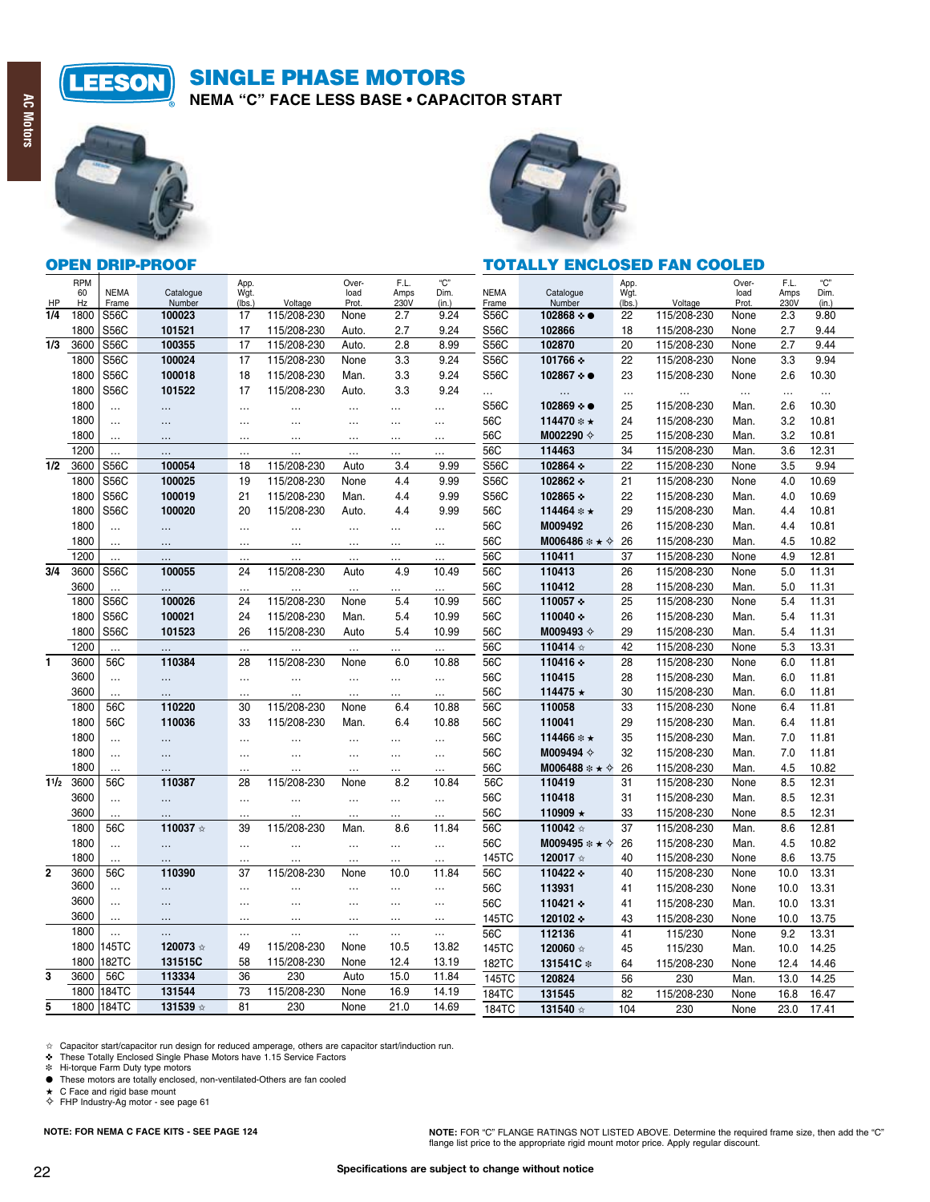# SINGLE PHASE MOTORS

## NEMA "C" FACE LESS BASE • CAPACITOR START

| | | | OPEN DRIP-PROOF | | | | | | | TOTALLY ENCLOSED FAN COOLED | | | | | | |
|---|---|---|---|---|---|---|---|---|---|---|---|---|---|---|---|---|
| HP | RPM 60 Hz | NEMA Frame | Catalogue Number | App. Wgt. (lbs.) | Voltage | Over-load Prot. | F.L. Amps 230V | "C" Dim. (in.) | NEMA Frame | Catalogue Number | App. Wgt. (lbs.) | Voltage | Over-load Prot. | F.L. Amps 230V | "C" Dim. (in.) |
| 1/4 | 1800 | S56C | 100023 | 17 | 115/208-230 | None | 2.7 | 9.24 | S56C | 102868 ❖ ● | 22 | 115/208-230 | None | 2.3 | 9.80 |
| | 1800 | S56C | 101521 | 17 | 115/208-230 | Auto. | 2.7 | 9.24 | S56C | 102866 | 18 | 115/208-230 | None | 2.7 | 9.44 |
| 1/3 | 3600 | S56C | 100355 | 17 | 115/208-230 | Auto. | 2.8 | 8.99 | S56C | 102870 | 20 | 115/208-230 | None | 2.7 | 9.44 |
| | 1800 | S56C | 100024 | 17 | 115/208-230 | None | 3.3 | 9.24 | S56C | 101766 ❖ | 22 | 115/208-230 | None | 3.3 | 9.94 |
| | 1800 | S56C | 100018 | 18 | 115/208-230 | Man. | 3.3 | 9.24 | S56C | 102867 ❖ ● | 23 | 115/208-230 | None | 2.6 | 10.30 |
| | 1800 | S56C | 101522 | 17 | 115/208-230 | Auto. | 3.3 | 9.24 | ... | ... | ... | ... | ... | ... | ... |
| | 1800 | ... | ... | ... | ... | ... | ... | ... | S56C | 102869 ❖ ● | 25 | 115/208-230 | Man. | 2.6 | 10.30 |
| | 1800 | ... | ... | ... | ... | ... | ... | ... | 56C | 114470 ❇ ★ | 24 | 115/208-230 | Man. | 3.2 | 10.81 |
| | 1800 | ... | ... | ... | ... | ... | ... | ... | 56C | M002290 ✧ | 25 | 115/208-230 | Man. | 3.2 | 10.81 |
| | 1200 | ... | ... | ... | ... | ... | ... | ... | 56C | 114463 | 34 | 115/208-230 | Man. | 3.6 | 12.31 |
| 1/2 | 3600 | S56C | 100054 | 18 | 115/208-230 | Auto | 3.4 | 9.99 | S56C | 102864 ❖ | 22 | 115/208-230 | None | 3.5 | 9.94 |
| | 1800 | S56C | 100025 | 19 | 115/208-230 | None | 4.4 | 9.99 | S56C | 102862 ❖ | 21 | 115/208-230 | None | 4.0 | 10.69 |
| | 1800 | S56C | 100019 | 21 | 115/208-230 | Man. | 4.4 | 9.99 | S56C | 102865 ❖ | 22 | 115/208-230 | Man. | 4.0 | 10.69 |
| | 1800 | S56C | 100020 | 20 | 115/208-230 | Auto. | 4.4 | 9.99 | 56C | 114464 ❇ ★ | 29 | 115/208-230 | Man. | 4.4 | 10.81 |
| | 1800 | ... | ... | ... | ... | ... | ... | ... | 56C | M009492 | 26 | 115/208-230 | Man. | 4.4 | 10.81 |
| | 1800 | ... | ... | ... | ... | ... | ... | ... | 56C | M006486 ❇ ★ ✧ | 26 | 115/208-230 | Man. | 4.5 | 10.82 |
| | 1200 | ... | ... | ... | ... | ... | ... | ... | 56C | 110411 | 37 | 115/208-230 | None | 4.9 | 12.81 |
| 3/4 | 3600 | S56C | 100055 | 24 | 115/208-230 | Auto | 4.9 | 10.49 | 56C | 110413 | 26 | 115/208-230 | None | 5.0 | 11.31 |
| | 3600 | ... | ... | ... | ... | ... | ... | ... | 56C | 110412 | 28 | 115/208-230 | Man. | 5.0 | 11.31 |
| | 1800 | S56C | 100026 | 24 | 115/208-230 | None | 5.4 | 10.99 | 56C | 110057 ❖ | 25 | 115/208-230 | None | 5.4 | 11.31 |
| | 1800 | S56C | 100021 | 24 | 115/208-230 | Man. | 5.4 | 10.99 | 56C | 110040 ❖ | 26 | 115/208-230 | Man. | 5.4 | 11.31 |
| | 1800 | S56C | 101523 | 26 | 115/208-230 | Auto | 5.4 | 10.99 | 56C | M009493 ✧ | 29 | 115/208-230 | Man. | 5.4 | 11.31 |
| | 1200 | ... | ... | ... | ... | ... | ... | ... | 56C | 110414 ☆ | 42 | 115/208-230 | None | 5.3 | 13.31 |
| 1 | 3600 | 56C | 110384 | 28 | 115/208-230 | None | 6.0 | 10.88 | 56C | 110416 ❖ | 28 | 115/208-230 | None | 6.0 | 11.81 |
| | 3600 | ... | ... | ... | ... | ... | ... | ... | 56C | 110415 | 28 | 115/208-230 | Man. | 6.0 | 11.81 |
| | 3600 | ... | ... | ... | ... | ... | ... | ... | 56C | 114475 ★ | 30 | 115/208-230 | Man. | 6.0 | 11.81 |
| | 1800 | 56C | 110220 | 30 | 115/208-230 | None | 6.4 | 10.88 | 56C | 110058 | 33 | 115/208-230 | None | 6.4 | 11.81 |
| | 1800 | 56C | 110036 | 33 | 115/208-230 | Man. | 6.4 | 10.88 | 56C | 110041 | 29 | 115/208-230 | Man. | 6.4 | 11.81 |
| | 1800 | ... | ... | ... | ... | ... | ... | ... | 56C | 114466 ❇ ★ | 35 | 115/208-230 | Man. | 7.0 | 11.81 |
| | 1800 | ... | ... | ... | ... | ... | ... | ... | 56C | M009494 ✧ | 32 | 115/208-230 | Man. | 7.0 | 11.81 |
| | 1800 | ... | ... | ... | ... | ... | ... | ... | 56C | M006488 ❇ ★ ✧ | 26 | 115/208-230 | Man. | 4.5 | 10.82 |
| 1½ | 3600 | 56C | 110387 | 28 | 115/208-230 | None | 8.2 | 10.84 | 56C | 110419 | 31 | 115/208-230 | None | 8.5 | 12.31 |
| | 3600 | ... | ... | ... | ... | ... | ... | ... | 56C | 110418 | 31 | 115/208-230 | Man. | 8.5 | 12.31 |
| | 3600 | ... | ... | ... | ... | ... | ... | ... | 56C | 110909 ★ | 33 | 115/208-230 | None | 8.5 | 12.31 |
| | 1800 | 56C | 110037 ☆ | 39 | 115/208-230 | Man. | 8.6 | 11.84 | 56C | 110042 ☆ | 37 | 115/208-230 | Man. | 8.6 | 12.81 |
| | 1800 | ... | ... | ... | ... | ... | ... | ... | 56C | M009495 ❇ ★ ✧ | 26 | 115/208-230 | Man. | 4.5 | 10.82 |
| | 1800 | ... | ... | ... | ... | ... | ... | ... | 145TC | 120017 ☆ | 40 | 115/208-230 | None | 8.6 | 13.75 |
| 2 | 3600 | 56C | 110390 | 37 | 115/208-230 | None | 10.0 | 11.84 | 56C | 110422 ❖ | 40 | 115/208-230 | None | 10.0 | 13.31 |
| | 3600 | ... | ... | ... | ... | ... | ... | ... | 56C | 113931 | 41 | 115/208-230 | None | 10.0 | 13.31 |
| | 3600 | ... | ... | ... | ... | ... | ... | ... | 56C | 110421 ❖ | 41 | 115/208-230 | Man. | 10.0 | 13.31 |
| | 3600 | ... | ... | ... | ... | ... | ... | ... | 145TC | 120102 ❖ | 43 | 115/208-230 | None | 10.0 | 13.75 |
| | 1800 | ... | ... | ... | ... | ... | ... | ... | 56C | 112136 | 41 | 115/230 | None | 9.2 | 13.31 |
| | 1800 | 145TC | 120073 ☆ | 49 | 115/208-230 | None | 10.5 | 13.82 | 145TC | 120060 ☆ | 45 | 115/230 | Man. | 10.0 | 14.25 |
| | 1800 | 182TC | 131515C | 58 | 115/208-230 | None | 12.4 | 13.19 | 182TC | 131541C ❇ | 64 | 115/208-230 | None | 12.4 | 14.46 |
| 3 | 3600 | 56C | 113334 | 36 | 230 | Auto | 15.0 | 11.84 | 145TC | 120824 | 56 | 230 | Man. | 13.0 | 14.25 |
| | 1800 | 184TC | 131544 | 73 | 115/208-230 | None | 16.9 | 14.19 | 184TC | 131545 | 82 | 115/208-230 | None | 16.8 | 16.47 |
| 5 | 1800 | 184TC | 131539 ☆ | 81 | 230 | None | 21.0 | 14.69 | 184TC | 131540 ☆ | 104 | 230 | None | 23.0 | 17.41 |

☆ Capacitor start/capacitor run design for reduced amperage, others are capacitor start/induction run.
❖ These Totally Enclosed Single Phase Motors have 1.15 Service Factors
❇ Hi-torque Farm Duty type motors
● These motors are totally enclosed, non-ventilated-Others are fan cooled
★ C Face and rigid base mount
✧ FHP Industry-Ag motor - see page 61

**NOTE: FOR NEMA C FACE KITS - SEE PAGE 124**

**NOTE:** FOR "C" FLANGE RATINGS NOT LISTED ABOVE. Determine the required frame size, then add the "C" flange list price to the appropriate rigid mount motor price. Apply regular discount.

**Specifications are subject to change without notice**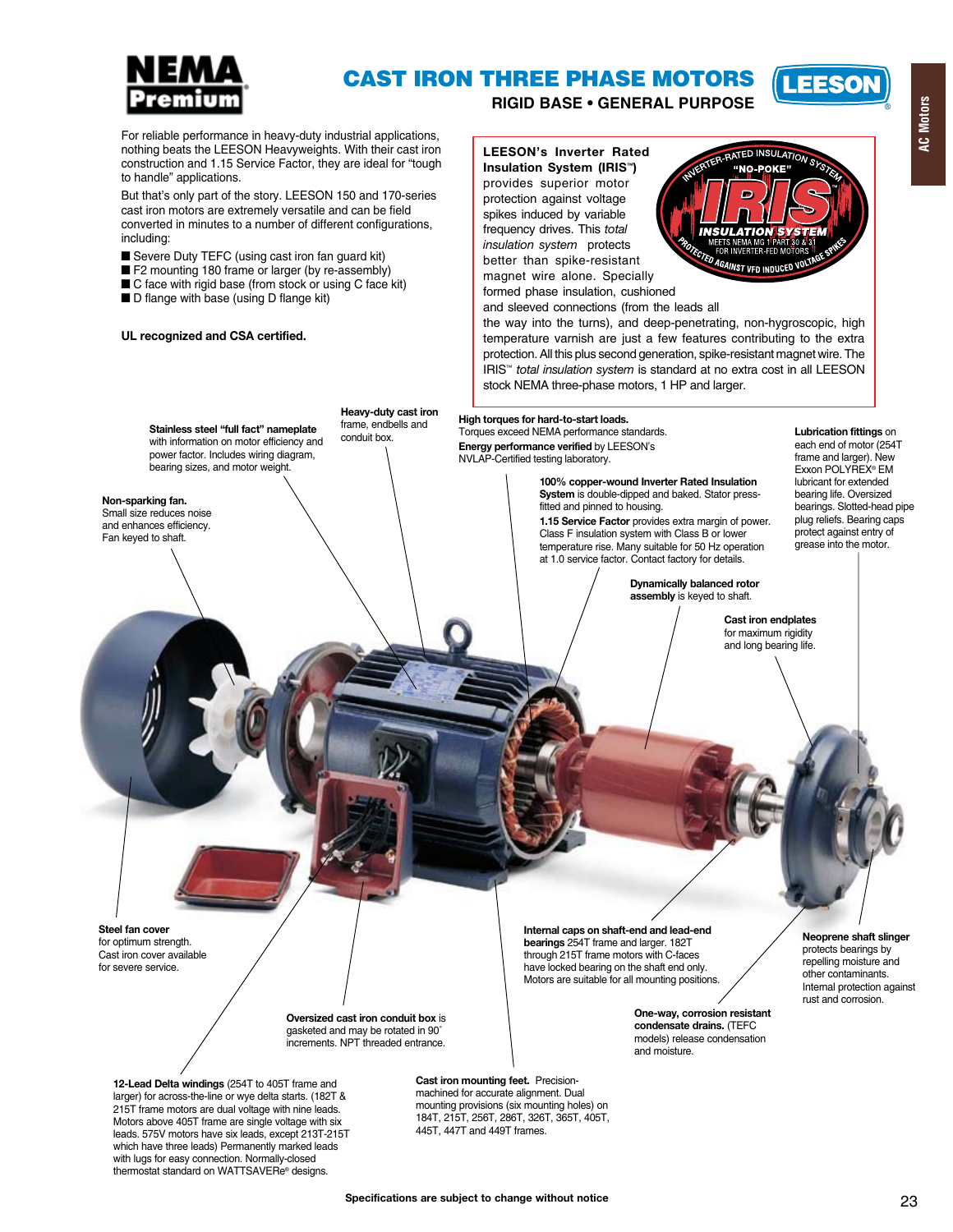# CAST IRON THREE PHASE MOTORS

## RIGID BASE • GENERAL PURPOSE

NEMA Premium

LEESON

For reliable performance in heavy-duty industrial applications, nothing beats the LEESON Heavyweights. With their cast iron construction and 1.15 Service Factor, they are ideal for "tough to handle" applications.

But that's only part of the story. LEESON 150 and 170-series cast iron motors are extremely versatile and can be field converted in minutes to a number of different configurations, including:

- Severe Duty TEFC (using cast iron fan guard kit)
- F2 mounting 180 frame or larger (by re-assembly)
- C face with rigid base (from stock or using C face kit)
- D flange with base (using D flange kit)

**UL recognized and CSA certified.**

**LEESON's Inverter Rated Insulation System (IRIS™)** provides superior motor protection against voltage spikes induced by variable frequency drives. This *total insulation system* protects better than spike-resistant magnet wire alone. Specially formed phase insulation, cushioned and sleeved connections (from the leads all the way into the turns), and deep-penetrating, non-hygroscopic, high temperature varnish are just a few features contributing to the extra protection. All this plus second generation, spike-resistant magnet wire. The IRIS™ *total insulation system* is standard at no extra cost in all LEESON stock NEMA three-phase motors, 1 HP and larger.

INVERTER-RATED INSULATION SYSTEM "NO-POKE" IRIS™ INSULATION SYSTEM MEETS NEMA MG 1 PART 30 & 31 FOR INVERTER-FED MOTORS PROTECTED AGAINST VFD INDUCED VOLTAGE SPIKES

**Stainless steel "full fact" nameplate** with information on motor efficiency and power factor. Includes wiring diagram, bearing sizes, and motor weight.

**Heavy-duty cast iron** frame, endbells and conduit box.

**High torques for hard-to-start loads.** Torques exceed NEMA performance standards.

**Energy performance verified** by LEESON's NVLAP-Certified testing laboratory.

**Lubrication fittings** on each end of motor (254T frame and larger). New Exxon POLYREX® EM lubricant for extended bearing life. Oversized bearings. Slotted-head pipe plug reliefs. Bearing caps protect against entry of grease into the motor.

**Non-sparking fan.** Small size reduces noise and enhances efficiency. Fan keyed to shaft.

**100% copper-wound Inverter Rated Insulation System** is double-dipped and baked. Stator press-fitted and pinned to housing.

**1.15 Service Factor** provides extra margin of power. Class F insulation system with Class B or lower temperature rise. Many suitable for 50 Hz operation at 1.0 service factor. Contact factory for details.

**Dynamically balanced rotor assembly** is keyed to shaft.

**Cast iron endplates** for maximum rigidity and long bearing life.

**Steel fan cover** for optimum strength. Cast iron cover available for severe service.

**Internal caps on shaft-end and lead-end bearings** 254T frame and larger. 182T through 215T frame motors with C-faces have locked bearing on the shaft end only. Motors are suitable for all mounting positions.

**Neoprene shaft slinger** protects bearings by repelling moisture and other contaminants. Internal protection against rust and corrosion.

**Oversized cast iron conduit box** is gasketed and may be rotated in 90° increments. NPT threaded entrance.

**One-way, corrosion resistant condensate drains.** (TEFC models) release condensation and moisture.

**12-Lead Delta windings** (254T to 405T frame and larger) for across-the-line or wye delta starts. (182T & 215T frame motors are dual voltage with nine leads. Motors above 405T frame are single voltage with six leads. 575V motors have six leads, except 213T-215T which have three leads) Permanently marked leads with lugs for easy connection. Normally-closed thermostat standard on WATTSAVER® designs.

**Cast iron mounting feet.** Precision-machined for accurate alignment. Dual mounting provisions (six mounting holes) on 184T, 215T, 256T, 286T, 326T, 365T, 405T, 445T, 447T and 449T frames.

**Specifications are subject to change without notice**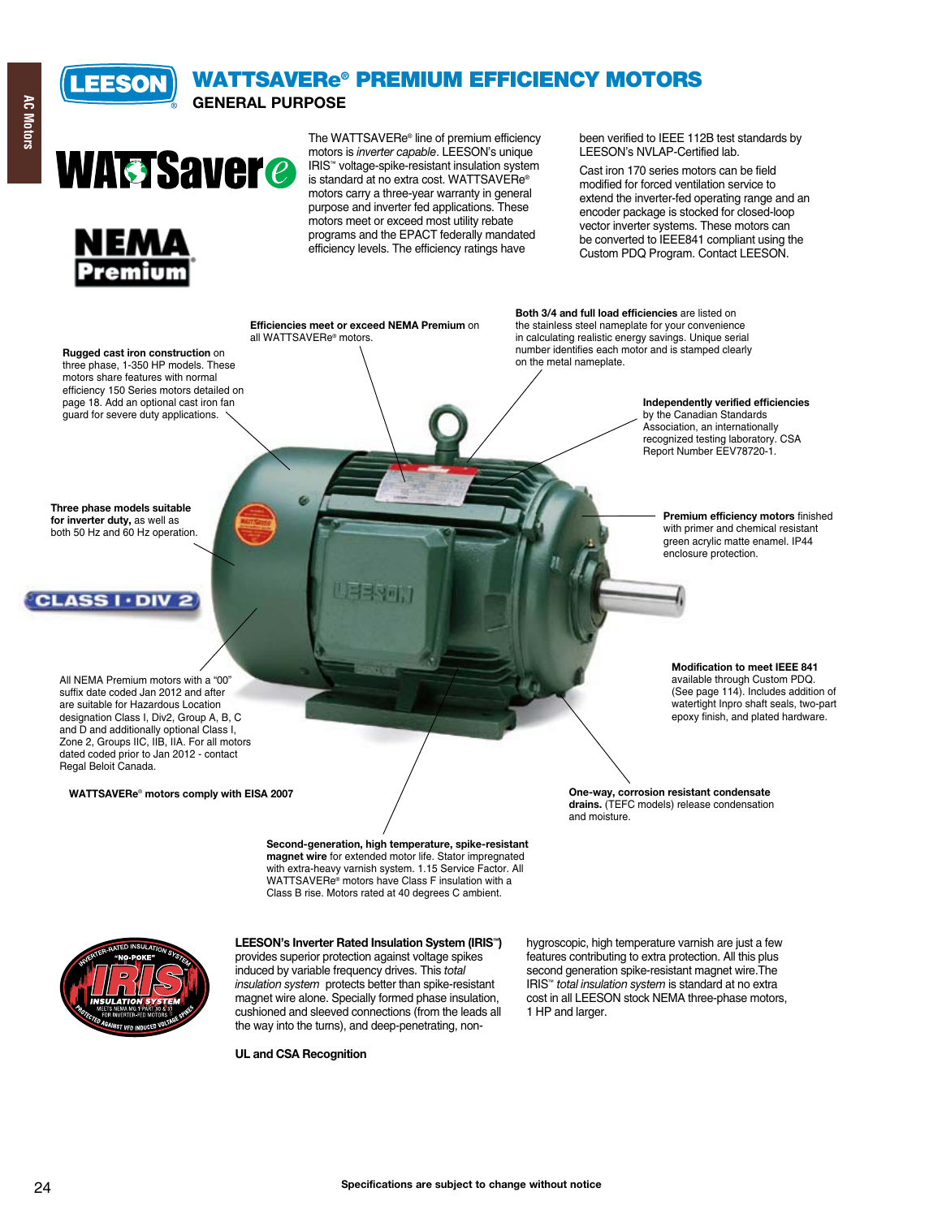# WATTSAVERe® PREMIUM EFFICIENCY MOTORS

## GENERAL PURPOSE

The WATTSAVERe® line of premium efficiency motors is *inverter capable*. LEESON's unique IRIS™ voltage-spike-resistant insulation system is standard at no extra cost. WATTSAVERe® motors carry a three-year warranty in general purpose and inverter fed applications. These motors meet or exceed most utility rebate programs and the EPACT federally mandated efficiency levels. The efficiency ratings have been verified to IEEE 112B test standards by LEESON's NVLAP-Certified lab.

Cast iron 170 series motors can be field modified for forced ventilation service to extend the inverter-fed operating range and an encoder package is stocked for closed-loop vector inverter systems. These motors can be converted to IEEE841 compliant using the Custom PDQ Program. Contact LEESON.

**Efficiencies meet or exceed NEMA Premium** on all WATTSAVERe® motors.

**Both 3/4 and full load efficiencies** are listed on the stainless steel nameplate for your convenience in calculating realistic energy savings. Unique serial number identifies each motor and is stamped clearly on the metal nameplate.

**Rugged cast iron construction** on three phase, 1-350 HP models. These motors share features with normal efficiency 150 Series motors detailed on page 18. Add an optional cast iron fan guard for severe duty applications.

**Independently verified efficiencies** by the Canadian Standards Association, an internationally recognized testing laboratory. CSA Report Number EEV78720-1.

**Three phase models suitable for inverter duty,** as well as both 50 Hz and 60 Hz operation.

**Premium efficiency motors** finished with primer and chemical resistant green acrylic matte enamel. IP44 enclosure protection.

CLASS I · DIV 2

All NEMA Premium motors with a "00" suffix date coded Jan 2012 and after are suitable for Hazardous Location designation Class I, Div2, Group A, B, C and D and additionally optional Class I, Zone 2, Groups IIC, IIB, IIA. For all motors dated coded prior to Jan 2012 - contact Regal Beloit Canada.

**Modification to meet IEEE 841** available through Custom PDQ. (See page 114). Includes addition of watertight Inpro shaft seals, two-part epoxy finish, and plated hardware.

**WATTSAVERe® motors comply with EISA 2007**

**One-way, corrosion resistant condensate drains.** (TEFC models) release condensation and moisture.

**Second-generation, high temperature, spike-resistant magnet wire** for extended motor life. Stator impregnated with extra-heavy varnish system. 1.15 Service Factor. All WATTSAVERe® motors have Class F insulation with a Class B rise. Motors rated at 40 degrees C ambient.

**LEESON's Inverter Rated Insulation System (IRIS™)** provides superior protection against voltage spikes induced by variable frequency drives. This *total insulation system* protects better than spike-resistant magnet wire alone. Specially formed phase insulation, cushioned and sleeved connections (from the leads all the way into the turns), and deep-penetrating, non-hygroscopic, high temperature varnish are just a few features contributing to extra protection. All this plus second generation spike-resistant magnet wire.The IRIS™ *total insulation system* is standard at no extra cost in all LEESON stock NEMA three-phase motors, 1 HP and larger.

**UL and CSA Recognition**

Specifications are subject to change without notice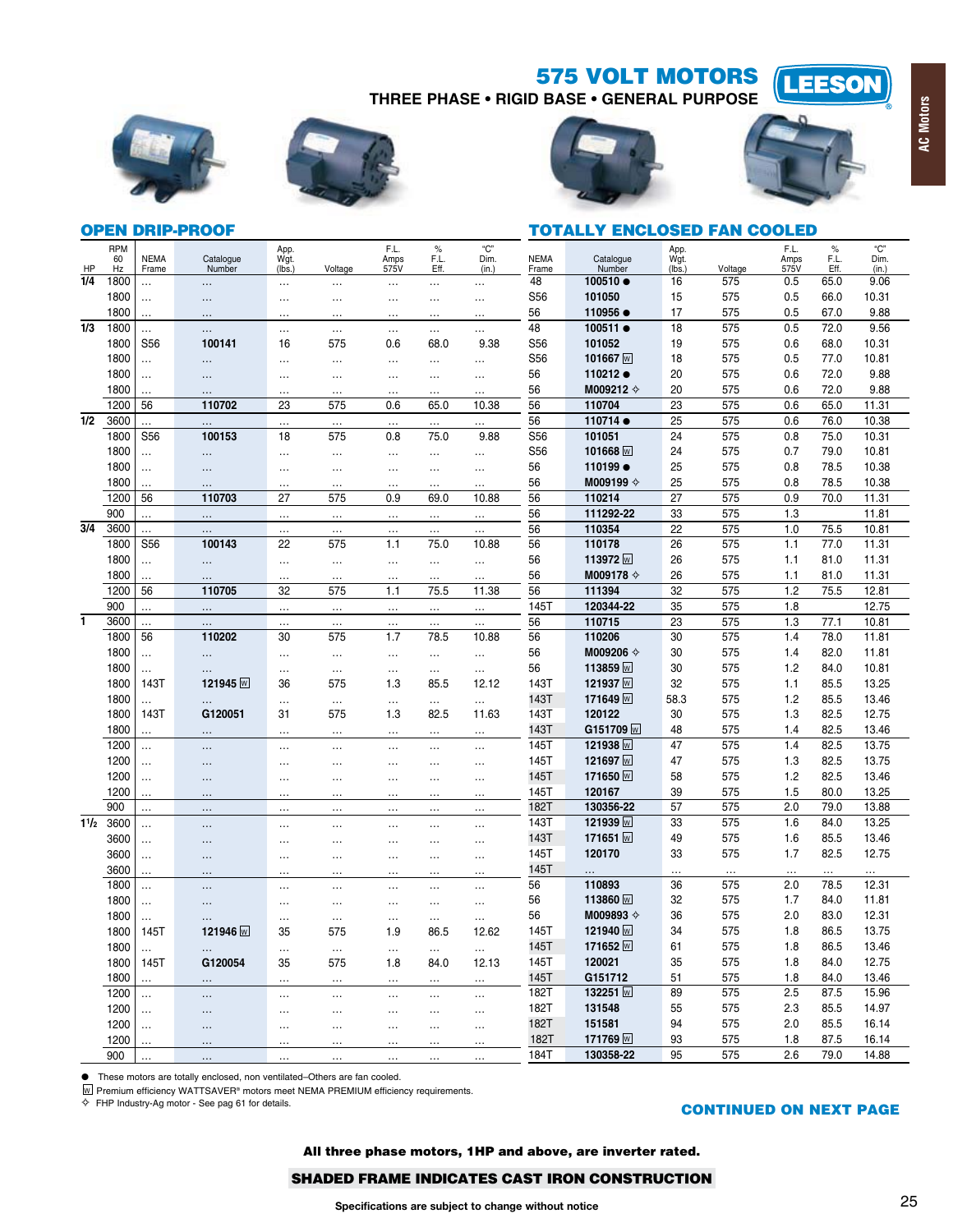# 575 VOLT MOTORS

**THREE PHASE • RIGID BASE • GENERAL PURPOSE**

LEESON

AC Motors

## OPEN DRIP-PROOF / TOTALLY ENCLOSED FAN COOLED

| HP | RPM 60 Hz | NEMA Frame | Catalogue Number | App. Wgt. (lbs.) | Voltage | F.L. Amps 575V | % F.L. Eff. | "C" Dim. (in.) | NEMA Frame | Catalogue Number | App. Wgt. (lbs.) | Voltage | F.L. Amps 575V | % F.L. Eff. | "C" Dim. (in.) |
|---|---|---|---|---|---|---|---|---|---|---|---|---|---|---|---|
| 1/4 | 1800 | ... | ... | ... | ... | ... | ... | ... | 48 | **100510 ●** | 16 | 575 | 0.5 | 65.0 | 9.06 |
| | 1800 | ... | ... | ... | ... | ... | ... | ... | S56 | **101050** | 15 | 575 | 0.5 | 66.0 | 10.31 |
| | 1800 | ... | ... | ... | ... | ... | ... | ... | 56 | **110956 ●** | 17 | 575 | 0.5 | 67.0 | 9.88 |
| 1/3 | 1800 | ... | ... | ... | ... | ... | ... | ... | 48 | **100511 ●** | 18 | 575 | 0.5 | 72.0 | 9.56 |
| | 1800 | S56 | **100141** | 16 | 575 | 0.6 | 68.0 | 9.38 | S56 | **101052** | 19 | 575 | 0.6 | 68.0 | 10.31 |
| | 1800 | ... | ... | ... | ... | ... | ... | ... | S56 | **101667 W** | 18 | 575 | 0.5 | 77.0 | 10.81 |
| | 1800 | ... | ... | ... | ... | ... | ... | ... | 56 | **110212 ●** | 20 | 575 | 0.6 | 72.0 | 9.88 |
| | 1800 | ... | ... | ... | ... | ... | ... | ... | 56 | **M009212 ✧** | 20 | 575 | 0.6 | 72.0 | 9.88 |
| | 1200 | 56 | **110702** | 23 | 575 | 0.6 | 65.0 | 10.38 | 56 | **110704** | 23 | 575 | 0.6 | 65.0 | 11.31 |
| 1/2 | 3600 | ... | ... | ... | ... | ... | ... | ... | 56 | **110714 ●** | 25 | 575 | 0.6 | 76.0 | 10.38 |
| | 1800 | S56 | **100153** | 18 | 575 | 0.8 | 75.0 | 9.88 | S56 | **101051** | 24 | 575 | 0.8 | 75.0 | 10.31 |
| | 1800 | ... | ... | ... | ... | ... | ... | ... | S56 | **101668 W** | 24 | 575 | 0.7 | 79.0 | 10.81 |
| | 1800 | ... | ... | ... | ... | ... | ... | ... | 56 | **110199 ●** | 25 | 575 | 0.8 | 78.5 | 10.38 |
| | 1800 | ... | ... | ... | ... | ... | ... | ... | 56 | **M009199 ✧** | 25 | 575 | 0.8 | 78.5 | 10.38 |
| | 1200 | 56 | **110703** | 27 | 575 | 0.9 | 69.0 | 10.88 | 56 | **110214** | 27 | 575 | 0.9 | 70.0 | 11.31 |
| | 900 | ... | ... | ... | ... | ... | ... | ... | 56 | **111292-22** | 33 | 575 | 1.3 | | 11.81 |
| 3/4 | 3600 | ... | ... | ... | ... | ... | ... | ... | 56 | **110354** | 22 | 575 | 1.0 | 75.5 | 10.81 |
| | 1800 | S56 | **100143** | 22 | 575 | 1.1 | 75.0 | 10.88 | 56 | **110178** | 26 | 575 | 1.1 | 77.0 | 11.31 |
| | 1800 | ... | ... | ... | ... | ... | ... | ... | 56 | **113972 W** | 26 | 575 | 1.1 | 81.0 | 11.31 |
| | 1800 | ... | ... | ... | ... | ... | ... | ... | 56 | **M009178 ✧** | 26 | 575 | 1.1 | 81.0 | 11.31 |
| | 1200 | 56 | **110705** | 32 | 575 | 1.1 | 75.5 | 11.38 | 56 | **111394** | 32 | 575 | 1.2 | 75.5 | 12.81 |
| | 900 | ... | ... | ... | ... | ... | ... | ... | 145T | **120344-22** | 35 | 575 | 1.8 | | 12.75 |
| 1 | 3600 | ... | ... | ... | ... | ... | ... | ... | 56 | **110715** | 23 | 575 | 1.3 | 77.1 | 10.81 |
| | 1800 | 56 | **110202** | 30 | 575 | 1.7 | 78.5 | 10.88 | 56 | **110206** | 30 | 575 | 1.4 | 78.0 | 11.81 |
| | 1800 | ... | ... | ... | ... | ... | ... | ... | 56 | **M009206 ✧** | 30 | 575 | 1.4 | 82.0 | 11.81 |
| | 1800 | ... | ... | ... | ... | ... | ... | ... | 56 | **113859 W** | 30 | 575 | 1.2 | 84.0 | 10.81 |
| | 1800 | 143T | **121945 W** | 36 | 575 | 1.3 | 85.5 | 12.12 | 143T | **121937 W** | 32 | 575 | 1.1 | 85.5 | 13.25 |
| | 1800 | ... | ... | ... | ... | ... | ... | ... | 143T | **171649 W** | 58.3 | 575 | 1.2 | 85.5 | 13.46 |
| | 1800 | 143T | **G120051** | 31 | 575 | 1.3 | 82.5 | 11.63 | 143T | **120122** | 30 | 575 | 1.3 | 82.5 | 12.75 |
| | 1800 | ... | ... | ... | ... | ... | ... | ... | 143T | **G151709 W** | 48 | 575 | 1.4 | 82.5 | 13.46 |
| | 1200 | ... | ... | ... | ... | ... | ... | ... | 145T | **121938 W** | 47 | 575 | 1.4 | 82.5 | 13.75 |
| | 1200 | ... | ... | ... | ... | ... | ... | ... | 145T | **121697 W** | 47 | 575 | 1.3 | 82.5 | 13.75 |
| | 1200 | ... | ... | ... | ... | ... | ... | ... | 145T | **171650 W** | 58 | 575 | 1.2 | 82.5 | 13.46 |
| | 1200 | ... | ... | ... | ... | ... | ... | ... | 145T | **120167** | 39 | 575 | 1.5 | 80.0 | 13.25 |
| | 900 | ... | ... | ... | ... | ... | ... | ... | 182T | **130356-22** | 57 | 575 | 2.0 | 79.0 | 13.88 |
| 1½ | 3600 | ... | ... | ... | ... | ... | ... | ... | 143T | **121939 W** | 33 | 575 | 1.6 | 84.0 | 13.25 |
| | 3600 | ... | ... | ... | ... | ... | ... | ... | 143T | **171651 W** | 49 | 575 | 1.6 | 85.5 | 13.46 |
| | 3600 | ... | ... | ... | ... | ... | ... | ... | 145T | **120170** | 33 | 575 | 1.7 | 82.5 | 12.75 |
| | 3600 | ... | ... | ... | ... | ... | ... | ... | 145T | ... | ... | ... | ... | ... | ... |
| | 1800 | ... | ... | ... | ... | ... | ... | ... | 56 | **110893** | 36 | 575 | 2.0 | 78.5 | 12.31 |
| | 1800 | ... | ... | ... | ... | ... | ... | ... | 56 | **113860 W** | 32 | 575 | 1.7 | 84.0 | 11.81 |
| | 1800 | ... | ... | ... | ... | ... | ... | ... | 56 | **M009893 ✧** | 36 | 575 | 2.0 | 83.0 | 12.31 |
| | 1800 | 145T | **121946 W** | 35 | 575 | 1.9 | 86.5 | 12.62 | 145T | **121940 W** | 34 | 575 | 1.8 | 86.5 | 13.75 |
| | 1800 | ... | ... | ... | ... | ... | ... | ... | 145T | **171652 W** | 61 | 575 | 1.8 | 86.5 | 13.46 |
| | 1800 | 145T | **G120054** | 35 | 575 | 1.8 | 84.0 | 12.13 | 145T | **120021** | 35 | 575 | 1.8 | 84.0 | 12.75 |
| | 1800 | ... | ... | ... | ... | ... | ... | ... | 145T | **G151712** | 51 | 575 | 1.8 | 84.0 | 13.46 |
| | 1200 | ... | ... | ... | ... | ... | ... | ... | 182T | **132251 W** | 89 | 575 | 2.5 | 87.5 | 15.96 |
| | 1200 | ... | ... | ... | ... | ... | ... | ... | 182T | **131548** | 55 | 575 | 2.3 | 85.5 | 14.97 |
| | 1200 | ... | ... | ... | ... | ... | ... | ... | 182T | **151581** | 94 | 575 | 2.0 | 85.5 | 16.14 |
| | 1200 | ... | ... | ... | ... | ... | ... | ... | 182T | **171769 W** | 93 | 575 | 1.8 | 87.5 | 16.14 |
| | 900 | ... | ... | ... | ... | ... | ... | ... | 184T | **130358-22** | 95 | 575 | 2.6 | 79.0 | 14.88 |

● These motors are totally enclosed, non ventilated–Others are fan cooled.

W Premium efficiency WATTSAVER® motors meet NEMA PREMIUM efficiency requirements.

✧ FHP Industry-Ag motor - See pag 61 for details.

**CONTINUED ON NEXT PAGE**

**All three phase motors, 1HP and above, are inverter rated.**

**SHADED FRAME INDICATES CAST IRON CONSTRUCTION**

Specifications are subject to change without notice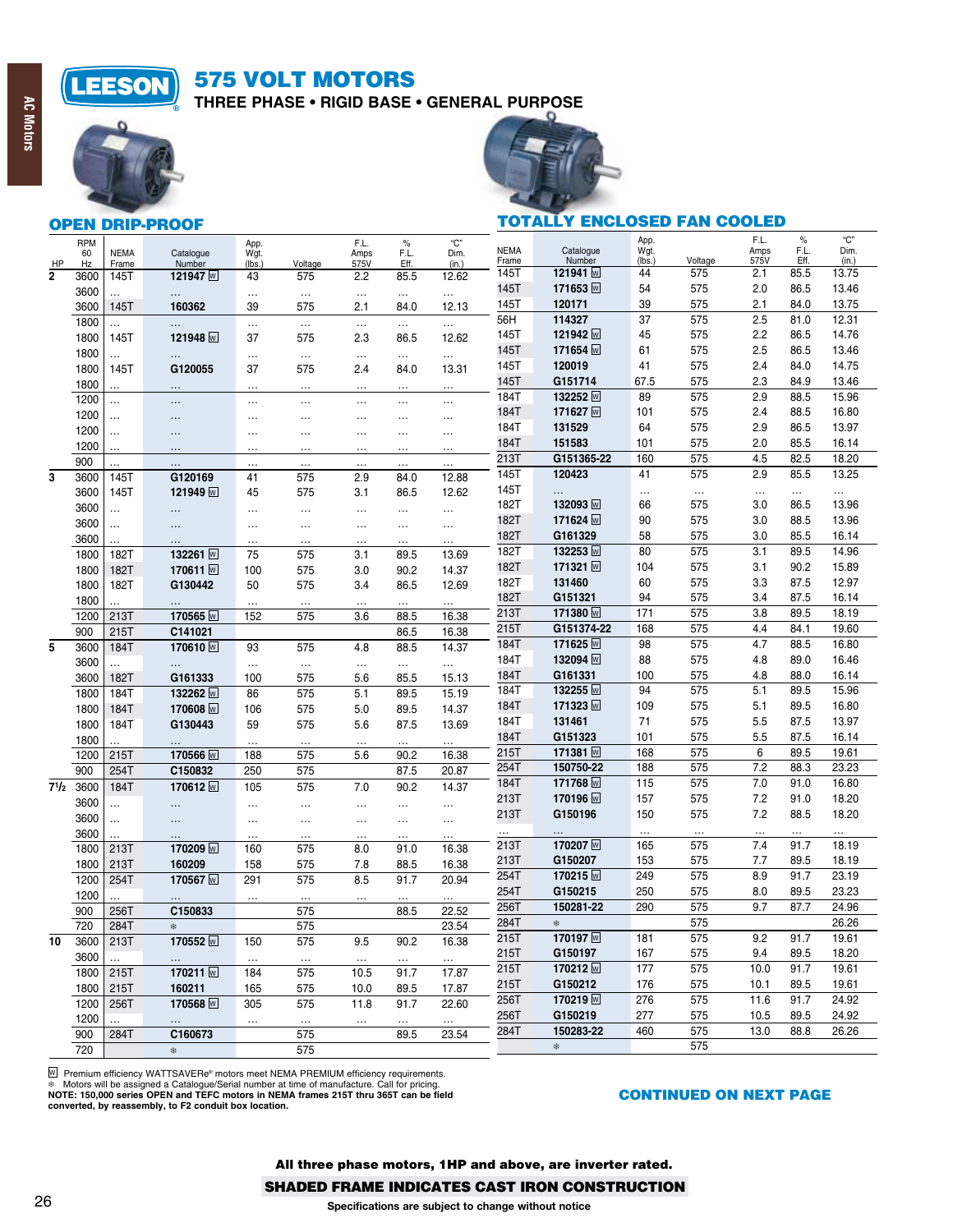AC Motors

# 575 VOLT MOTORS

## THREE PHASE • RIGID BASE • GENERAL PURPOSE

### OPEN DRIP-PROOF

| HP | RPM 60 Hz | NEMA Frame | Catalogue Number | App. Wgt. (lbs.) | Voltage | F.L. Amps 575V | % F.L. Eff. | "C" Dim. (in.) |
|---|---|---|---|---|---|---|---|---|
| 2 | 3600 | 145T | 121947 W | 43 | 575 | 2.2 | 85.5 | 12.62 |
| | 3600 | ... | ... | ... | ... | ... | ... | ... |
| | 3600 | 145T | 160362 | 39 | 575 | 2.1 | 84.0 | 12.13 |
| | 1800 | ... | ... | ... | ... | ... | ... | ... |
| | 1800 | 145T | 121948 W | 37 | 575 | 2.3 | 86.5 | 12.62 |
| | 1800 | ... | ... | ... | ... | ... | ... | ... |
| | 1800 | 145T | G120055 | 37 | 575 | 2.4 | 84.0 | 13.31 |
| | 1800 | ... | ... | ... | ... | ... | ... | ... |
| | 1200 | ... | ... | ... | ... | ... | ... | ... |
| | 1200 | ... | ... | ... | ... | ... | ... | ... |
| | 1200 | ... | ... | ... | ... | ... | ... | ... |
| | 1200 | ... | ... | ... | ... | ... | ... | ... |
| | 900 | ... | ... | ... | ... | ... | ... | ... |
| 3 | 3600 | 145T | G120169 | 41 | 575 | 2.9 | 84.0 | 12.88 |
| | 3600 | 145T | 121949 W | 45 | 575 | 3.1 | 86.5 | 12.62 |
| | 3600 | ... | ... | ... | ... | ... | ... | ... |
| | 3600 | ... | ... | ... | ... | ... | ... | ... |
| | 3600 | ... | ... | ... | ... | ... | ... | ... |
| | 1800 | 182T | 132261 W | 75 | 575 | 3.1 | 89.5 | 13.69 |
| | 1800 | 182T | 170611 W | 100 | 575 | 3.0 | 90.2 | 14.37 |
| | 1800 | 182T | G130442 | 50 | 575 | 3.4 | 86.5 | 12.69 |
| | 1800 | ... | ... | ... | ... | ... | ... | ... |
| | 1200 | 213T | 170565 W | 152 | 575 | 3.6 | 88.5 | 16.38 |
| | 900 | 215T | C141021 | | | | 86.5 | 16.38 |
| 5 | 3600 | 184T | 170610 W | 93 | 575 | 4.8 | 88.5 | 14.37 |
| | 3600 | ... | ... | ... | ... | ... | ... | ... |
| | 3600 | 182T | G161333 | 100 | 575 | 5.6 | 85.5 | 15.13 |
| | 1800 | 184T | 132262 W | 86 | 575 | 5.1 | 89.5 | 15.19 |
| | 1800 | 184T | 170608 W | 106 | 575 | 5.0 | 89.5 | 14.37 |
| | 1800 | 184T | G130443 | 59 | 575 | 5.6 | 87.5 | 13.69 |
| | 1800 | ... | ... | ... | ... | ... | ... | ... |
| | 1200 | 215T | 170566 W | 188 | 575 | 5.6 | 90.2 | 16.38 |
| | 900 | 254T | C150832 | 250 | 575 | | 87.5 | 20.87 |
| 7½ | 3600 | 184T | 170612 W | 105 | 575 | 7.0 | 90.2 | 14.37 |
| | 3600 | ... | ... | ... | ... | ... | ... | ... |
| | 3600 | ... | ... | ... | ... | ... | ... | ... |
| | 3600 | ... | ... | ... | ... | ... | ... | ... |
| | 1800 | 213T | 170209 W | 160 | 575 | 8.0 | 91.0 | 16.38 |
| | 1800 | 213T | 160209 | 158 | 575 | 7.8 | 88.5 | 16.38 |
| | 1200 | 254T | 170567 W | 291 | 575 | 8.5 | 91.7 | 20.94 |
| | 1200 | ... | ... | ... | ... | ... | ... | ... |
| | 900 | 256T | C150833 | | 575 | | 88.5 | 22.52 |
| | 720 | 284T | ❄ | | 575 | | | 23.54 |
| 10 | 3600 | 213T | 170552 W | 150 | 575 | 9.5 | 90.2 | 16.38 |
| | 3600 | ... | ... | ... | ... | ... | ... | ... |
| | 1800 | 215T | 170211 W | 184 | 575 | 10.5 | 91.7 | 17.87 |
| | 1800 | 215T | 160211 | 165 | 575 | 10.0 | 89.5 | 17.87 |
| | 1200 | 256T | 170568 W | 305 | 575 | 11.8 | 91.7 | 22.60 |
| | 1200 | ... | ... | ... | ... | ... | ... | ... |
| | 900 | 284T | C160673 | | 575 | | 89.5 | 23.54 |
| | 720 | | ❄ | | 575 | | | |

### TOTALLY ENCLOSED FAN COOLED

| NEMA Frame | Catalogue Number | App. Wgt. (lbs.) | Voltage | F.L. Amps 575V | % F.L. Eff. | "C" Dim. (in.) |
|---|---|---|---|---|---|---|
| 145T | 121941 W | 44 | 575 | 2.1 | 85.5 | 13.75 |
| 145T | 171653 W | 54 | 575 | 2.0 | 86.5 | 13.46 |
| 145T | 120171 | 39 | 575 | 2.1 | 84.0 | 13.75 |
| 56H | 114327 | 37 | 575 | 2.5 | 81.0 | 12.31 |
| 145T | 121942 W | 45 | 575 | 2.2 | 86.5 | 14.76 |
| 145T | 171654 W | 61 | 575 | 2.5 | 86.5 | 13.46 |
| 145T | 120019 | 41 | 575 | 2.4 | 84.0 | 14.75 |
| 145T | G151714 | 67.5 | 575 | 2.3 | 84.9 | 13.46 |
| 184T | 132252 W | 89 | 575 | 2.9 | 88.5 | 15.96 |
| 184T | 171627 W | 101 | 575 | 2.4 | 88.5 | 16.80 |
| 184T | 131529 | 64 | 575 | 2.9 | 86.5 | 13.97 |
| 184T | 151583 | 101 | 575 | 2.0 | 85.5 | 16.14 |
| 213T | G151365-22 | 160 | 575 | 4.5 | 82.5 | 18.20 |
| 145T | 120423 | 41 | 575 | 2.9 | 85.5 | 13.25 |
| 145T | ... | ... | ... | ... | ... | ... |
| 182T | 132093 W | 66 | 575 | 3.0 | 86.5 | 13.96 |
| 182T | 171624 W | 90 | 575 | 3.0 | 88.5 | 13.96 |
| 182T | G161329 | 58 | 575 | 3.0 | 85.5 | 16.14 |
| 182T | 132253 W | 80 | 575 | 3.1 | 89.5 | 14.96 |
| 182T | 171321 W | 104 | 575 | 3.1 | 90.2 | 15.89 |
| 182T | 131460 | 60 | 575 | 3.3 | 87.5 | 12.97 |
| 182T | G151321 | 94 | 575 | 3.4 | 87.5 | 16.14 |
| 213T | 171380 W | 171 | 575 | 3.8 | 89.5 | 18.19 |
| 215T | G151374-22 | 168 | 575 | 4.4 | 84.1 | 19.60 |
| 184T | 171625 W | 98 | 575 | 4.7 | 88.5 | 16.80 |
| 184T | 132094 W | 88 | 575 | 4.8 | 89.0 | 16.46 |
| 184T | G161331 | 100 | 575 | 4.8 | 88.0 | 16.14 |
| 184T | 132255 W | 94 | 575 | 5.1 | 89.5 | 15.96 |
| 184T | 171323 W | 109 | 575 | 5.1 | 89.5 | 16.80 |
| 184T | 131461 | 71 | 575 | 5.5 | 87.5 | 13.97 |
| 184T | G151323 | 101 | 575 | 5.5 | 87.5 | 16.14 |
| 215T | 171381 W | 168 | 575 | 6 | 89.5 | 19.61 |
| 254T | 150750-22 | 188 | 575 | 7.2 | 88.3 | 23.23 |
| 184T | 171768 W | 115 | 575 | 7.0 | 91.0 | 16.80 |
| 213T | 170196 W | 157 | 575 | 7.2 | 91.0 | 18.20 |
| 213T | G150196 | 150 | 575 | 7.2 | 88.5 | 18.20 |
| ... | ... | ... | ... | ... | ... | ... |
| 213T | 170207 W | 165 | 575 | 7.4 | 91.7 | 18.19 |
| 213T | G150207 | 153 | 575 | 7.7 | 89.5 | 18.19 |
| 254T | 170215 W | 249 | 575 | 8.9 | 91.7 | 23.19 |
| 254T | G150215 | 250 | 575 | 8.0 | 89.5 | 23.23 |
| 256T | 150281-22 | 290 | 575 | 9.7 | 87.7 | 24.96 |
| 284T | ❄ | | 575 | | | 26.26 |
| 215T | 170197 W | 181 | 575 | 9.2 | 91.7 | 19.61 |
| 215T | G150197 | 167 | 575 | 9.4 | 89.5 | 18.20 |
| 215T | 170212 W | 177 | 575 | 10.0 | 91.7 | 19.61 |
| 215T | G150212 | 176 | 575 | 10.1 | 89.5 | 19.61 |
| 256T | 170219 W | 276 | 575 | 11.6 | 91.7 | 24.92 |
| 256T | G150219 | 277 | 575 | 10.5 | 89.5 | 24.92 |
| 284T | 150283-22 | 460 | 575 | 13.0 | 88.8 | 26.26 |
| | ❄ | | 575 | | | |

W Premium efficiency WATTSAVER® motors meet NEMA PREMIUM efficiency requirements.
❄ Motors will be assigned a Catalogue/Serial number at time of manufacture. Call for pricing.
**NOTE: 150,000 series OPEN and TEFC motors in NEMA frames 215T thru 365T can be field converted, by reassembly, to F2 conduit box location.**

**CONTINUED ON NEXT PAGE**

**All three phase motors, 1HP and above, are inverter rated.**

**SHADED FRAME INDICATES CAST IRON CONSTRUCTION**

Specifications are subject to change without notice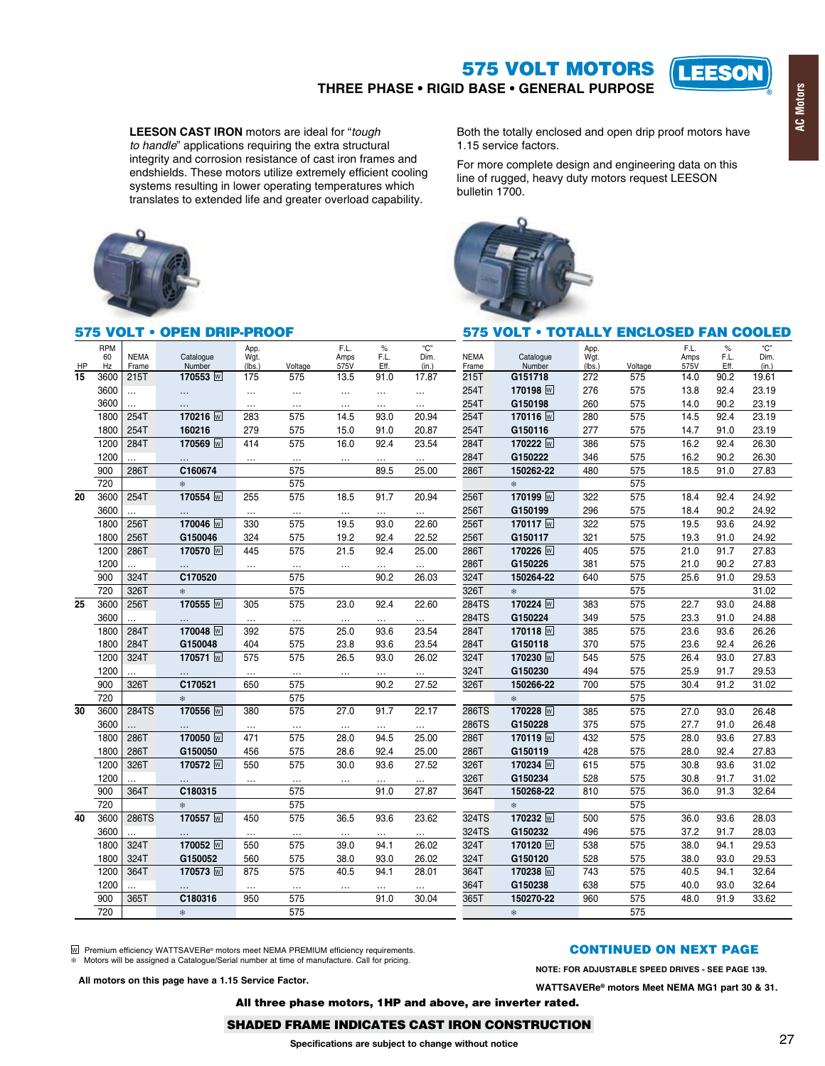# 575 VOLT MOTORS

## THREE PHASE • RIGID BASE • GENERAL PURPOSE

**LEESON CAST IRON** motors are ideal for "*tough to handle*" applications requiring the extra structural integrity and corrosion resistance of cast iron frames and endshields. These motors utilize extremely efficient cooling systems resulting in lower operating temperatures which translates to extended life and greater overload capability.

Both the totally enclosed and open drip proof motors have 1.15 service factors.

For more complete design and engineering data on this line of rugged, heavy duty motors request LEESON bulletin 1700.

## 575 VOLT • OPEN DRIP-PROOF / 575 VOLT • TOTALLY ENCLOSED FAN COOLED

| HP | RPM 60 Hz | ODP NEMA Frame | ODP Catalogue Number | ODP App. Wgt. (lbs.) | ODP Voltage | ODP F.L. Amps 575V | ODP % F.L. Eff. | ODP "C" Dim. (in.) | TEFC NEMA Frame | TEFC Catalogue Number | TEFC App. Wgt. (lbs.) | TEFC Voltage | TEFC F.L. Amps 575V | TEFC % F.L. Eff. | TEFC "C" Dim. (in.) |
|---|---|---|---|---|---|---|---|---|---|---|---|---|---|---|---|
| 15 | 3600 | 215T | 170553 W | 175 | 575 | 13.5 | 91.0 | 17.87 | 215T | G151718 | 272 | 575 | 14.0 | 90.2 | 19.61 |
| | 3600 | ... | ... | ... | ... | ... | ... | ... | 254T | 170198 W | 276 | 575 | 13.8 | 92.4 | 23.19 |
| | 3600 | ... | ... | ... | ... | ... | ... | ... | 254T | G150198 | 260 | 575 | 14.0 | 90.2 | 23.19 |
| | 1800 | 254T | 170216 W | 283 | 575 | 14.5 | 93.0 | 20.94 | 254T | 170116 W | 280 | 575 | 14.5 | 92.4 | 23.19 |
| | 1800 | 254T | 160216 | 279 | 575 | 15.0 | 91.0 | 20.87 | 254T | G150116 | 277 | 575 | 14.7 | 91.0 | 23.19 |
| | 1200 | 284T | 170569 W | 414 | 575 | 16.0 | 92.4 | 23.54 | 284T | 170222 W | 386 | 575 | 16.2 | 92.4 | 26.30 |
| | 1200 | ... | ... | ... | ... | ... | ... | ... | 284T | G150222 | 346 | 575 | 16.2 | 90.2 | 26.30 |
| | 900 | 286T | C160674 | | 575 | | 89.5 | 25.00 | 286T | 150262-22 | 480 | 575 | 18.5 | 91.0 | 27.83 |
| | 720 | | ❄ | | 575 | | | | | ❄ | | 575 | | | |
| 20 | 3600 | 254T | 170554 W | 255 | 575 | 18.5 | 91.7 | 20.94 | 256T | 170199 W | 322 | 575 | 18.4 | 92.4 | 24.92 |
| | 3600 | ... | ... | ... | ... | ... | ... | ... | 256T | G150199 | 296 | 575 | 18.4 | 90.2 | 24.92 |
| | 1800 | 256T | 170046 W | 330 | 575 | 19.5 | 93.0 | 22.60 | 256T | 170117 W | 322 | 575 | 19.5 | 93.6 | 24.92 |
| | 1800 | 256T | G150046 | 324 | 575 | 19.2 | 92.4 | 22.52 | 256T | G150117 | 321 | 575 | 19.3 | 91.0 | 24.92 |
| | 1200 | 286T | 170570 W | 445 | 575 | 21.5 | 92.4 | 25.00 | 286T | 170226 W | 405 | 575 | 21.0 | 91.7 | 27.83 |
| | 1200 | ... | ... | ... | ... | ... | ... | ... | 286T | G150226 | 381 | 575 | 21.0 | 90.2 | 27.83 |
| | 900 | 324T | C170520 | | 575 | | 90.2 | 26.03 | 324T | 150264-22 | 640 | 575 | 25.6 | 91.0 | 29.53 |
| | 720 | 326T | ❄ | | 575 | | | | 326T | ❄ | | 575 | | | 31.02 |
| 25 | 3600 | 256T | 170555 W | 305 | 575 | 23.0 | 92.4 | 22.60 | 284TS | 170224 W | 383 | 575 | 22.7 | 93.0 | 24.88 |
| | 3600 | ... | ... | ... | ... | ... | ... | ... | 284TS | G150224 | 349 | 575 | 23.3 | 91.0 | 24.88 |
| | 1800 | 284T | 170048 W | 392 | 575 | 25.0 | 93.6 | 23.54 | 284T | 170118 W | 385 | 575 | 23.6 | 93.6 | 26.26 |
| | 1800 | 284T | G150048 | 404 | 575 | 23.8 | 93.6 | 23.54 | 284T | G150118 | 370 | 575 | 23.6 | 92.4 | 26.26 |
| | 1200 | 324T | 170571 W | 575 | 575 | 26.5 | 93.0 | 26.02 | 324T | 170230 W | 545 | 575 | 26.4 | 93.0 | 27.83 |
| | 1200 | ... | ... | ... | ... | ... | ... | ... | 324T | G150230 | 494 | 575 | 25.9 | 91.7 | 29.53 |
| | 900 | 326T | C170521 | 650 | 575 | | 90.2 | 27.52 | 326T | 150266-22 | 700 | 575 | 30.4 | 91.2 | 31.02 |
| | 720 | | ❄ | | 575 | | | | | ❄ | | 575 | | | |
| 30 | 3600 | 284TS | 170556 W | 380 | 575 | 27.0 | 91.7 | 22.17 | 286TS | 170228 W | 385 | 575 | 27.0 | 93.0 | 26.48 |
| | 3600 | ... | ... | ... | ... | ... | ... | ... | 286TS | G150228 | 375 | 575 | 27.7 | 91.0 | 26.48 |
| | 1800 | 286T | 170050 W | 471 | 575 | 28.0 | 94.5 | 25.00 | 286T | 170119 W | 432 | 575 | 28.0 | 93.6 | 27.83 |
| | 1800 | 286T | G150050 | 456 | 575 | 28.6 | 92.4 | 25.00 | 286T | G150119 | 428 | 575 | 28.0 | 92.4 | 27.83 |
| | 1200 | 326T | 170572 W | 550 | 575 | 30.0 | 93.6 | 27.52 | 326T | 170234 W | 615 | 575 | 30.8 | 93.6 | 31.02 |
| | 1200 | ... | ... | ... | ... | ... | ... | ... | 326T | G150234 | 528 | 575 | 30.8 | 91.7 | 31.02 |
| | 900 | 364T | C180315 | | 575 | | 91.0 | 27.87 | 364T | 150268-22 | 810 | 575 | 36.0 | 91.3 | 32.64 |
| | 720 | | ❄ | | 575 | | | | | ❄ | | 575 | | | |
| 40 | 3600 | 286TS | 170557 W | 450 | 575 | 36.5 | 93.6 | 23.62 | 324TS | 170232 W | 500 | 575 | 36.0 | 93.6 | 28.03 |
| | 3600 | ... | ... | ... | ... | ... | ... | ... | 324TS | G150232 | 496 | 575 | 37.2 | 91.7 | 28.03 |
| | 1800 | 324T | 170052 W | 550 | 575 | 39.0 | 94.1 | 26.02 | 324T | 170120 W | 538 | 575 | 38.0 | 94.1 | 29.53 |
| | 1800 | 324T | G150052 | 560 | 575 | 38.0 | 93.0 | 26.02 | 324T | G150120 | 528 | 575 | 38.0 | 93.0 | 29.53 |
| | 1200 | 364T | 170573 W | 875 | 575 | 40.5 | 94.1 | 28.01 | 364T | 170238 W | 743 | 575 | 40.5 | 94.1 | 32.64 |
| | 1200 | ... | ... | ... | ... | ... | ... | ... | 364T | G150238 | 638 | 575 | 40.0 | 93.0 | 32.64 |
| | 900 | 365T | C180316 | 950 | 575 | | 91.0 | 30.04 | 365T | 150270-22 | 960 | 575 | 48.0 | 91.9 | 33.62 |
| | 720 | | ❄ | | 575 | | | | | ❄ | | 575 | | | |

W Premium efficiency WATTSAVERe® motors meet NEMA PREMIUM efficiency requirements.
❄ Motors will be assigned a Catalogue/Serial number at time of manufacture. Call for pricing.

**All motors on this page have a 1.15 Service Factor.**

**CONTINUED ON NEXT PAGE**

**NOTE: FOR ADJUSTABLE SPEED DRIVES - SEE PAGE 139.**

**WATTSAVERe® motors Meet NEMA MG1 part 30 & 31.**

**All three phase motors, 1HP and above, are inverter rated.**

**SHADED FRAME INDICATES CAST IRON CONSTRUCTION**

**Specifications are subject to change without notice**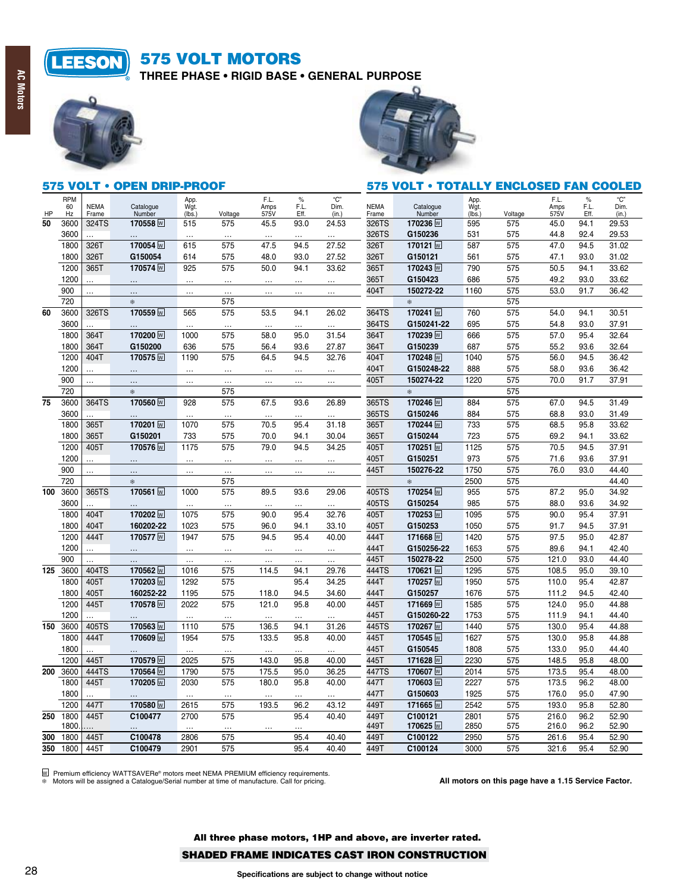# LEESON 575 VOLT MOTORS

## THREE PHASE • RIGID BASE • GENERAL PURPOSE

### 575 VOLT • OPEN DRIP-PROOF / 575 VOLT • TOTALLY ENCLOSED FAN COOLED

| HP | RPM 60 Hz | NEMA Frame | Catalogue Number | App. Wgt. (lbs.) | Voltage | F.L. Amps 575V | % F.L. Eff. | "C" Dim. (in.) | NEMA Frame | Catalogue Number | App. Wgt. (lbs.) | Voltage | F.L. Amps 575V | % F.L. Eff. | "C" Dim. (in.) |
|---|---|---|---|---|---|---|---|---|---|---|---|---|---|---|---|
| 50 | 3600 | 324TS | 170558 W | 515 | 575 | 45.5 | 93.0 | 24.53 | 326TS | 170236 W | 595 | 575 | 45.0 | 94.1 | 29.53 |
| | 3600 | ... | ... | ... | ... | ... | ... | ... | 326TS | G150236 | 531 | 575 | 44.8 | 92.4 | 29.53 |
| | 1800 | 326T | 170054 W | 615 | 575 | 47.5 | 94.5 | 27.52 | 326T | 170121 W | 587 | 575 | 47.0 | 94.5 | 31.02 |
| | 1800 | 326T | G150054 | 614 | 575 | 48.0 | 93.0 | 27.52 | 326T | G150121 | 561 | 575 | 47.1 | 93.0 | 31.02 |
| | 1200 | 365T | 170574 W | 925 | 575 | 50.0 | 94.1 | 33.62 | 365T | 170243 W | 790 | 575 | 50.5 | 94.1 | 33.62 |
| | 1200 | ... | ... | ... | ... | ... | ... | ... | 365T | G150423 | 686 | 575 | 49.2 | 93.0 | 33.62 |
| | 900 | ... | ... | ... | ... | ... | ... | ... | 404T | 150272-22 | 1160 | 575 | 53.0 | 91.7 | 36.42 |
| | 720 | | ❄ | | 575 | | | | | ❄ | | 575 | | | |
| 60 | 3600 | 326TS | 170559 W | 565 | 575 | 53.5 | 94.1 | 26.02 | 364TS | 170241 W | 760 | 575 | 54.0 | 94.1 | 30.51 |
| | 3600 | ... | ... | ... | ... | ... | ... | ... | 364TS | G150241-22 | 695 | 575 | 54.8 | 93.0 | 37.91 |
| | 1800 | 364T | 170200 W | 1000 | 575 | 58.0 | 95.0 | 31.54 | 364T | 170239 W | 666 | 575 | 57.0 | 95.4 | 32.64 |
| | 1800 | 364T | G150200 | 636 | 575 | 56.4 | 93.6 | 27.87 | 364T | G150239 | 687 | 575 | 55.2 | 93.6 | 32.64 |
| | 1200 | 404T | 170575 W | 1190 | 575 | 64.5 | 94.5 | 32.76 | 404T | 170248 W | 1040 | 575 | 56.0 | 94.5 | 36.42 |
| | 1200 | ... | ... | ... | ... | ... | ... | ... | 404T | G150248-22 | 888 | 575 | 58.0 | 93.6 | 36.42 |
| | 900 | ... | ... | ... | ... | ... | ... | ... | 405T | 150274-22 | 1220 | 575 | 70.0 | 91.7 | 37.91 |
| | 720 | | ❄ | | 575 | | | | | ❄ | | 575 | | | |
| 75 | 3600 | 364TS | 170560 W | 928 | 575 | 67.5 | 93.6 | 26.89 | 365TS | 170246 W | 884 | 575 | 67.0 | 94.5 | 31.49 |
| | 3600 | ... | ... | ... | ... | ... | ... | ... | 365TS | G150246 | 884 | 575 | 68.8 | 93.0 | 31.49 |
| | 1800 | 365T | 170201 W | 1070 | 575 | 70.5 | 95.4 | 31.18 | 365T | 170244 W | 733 | 575 | 68.5 | 95.8 | 33.62 |
| | 1800 | 365T | G150201 | 733 | 575 | 70.0 | 94.1 | 30.04 | 365T | G150244 | 723 | 575 | 69.2 | 94.1 | 33.62 |
| | 1200 | 405T | 170576 W | 1175 | 575 | 79.0 | 94.5 | 34.25 | 405T | 170251 W | 1125 | 575 | 70.5 | 94.5 | 37.91 |
| | 1200 | ... | ... | ... | ... | ... | ... | ... | 405T | G150251 | 973 | 575 | 71.6 | 93.6 | 37.91 |
| | 900 | ... | ... | ... | ... | ... | ... | ... | 445T | 150276-22 | 1750 | 575 | 76.0 | 93.0 | 44.40 |
| | 720 | | ❄ | | 575 | | | | | ❄ | 2500 | 575 | | | 44.40 |
| 100 | 3600 | 365TS | 170561 W | 1000 | 575 | 89.5 | 93.6 | 29.06 | 405TS | 170254 W | 955 | 575 | 87.2 | 95.0 | 34.92 |
| | 3600 | ... | ... | ... | ... | ... | ... | ... | 405TS | G150254 | 985 | 575 | 88.0 | 93.6 | 34.92 |
| | 1800 | 404T | 170202 W | 1075 | 575 | 90.0 | 95.4 | 32.76 | 405T | 170253 W | 1095 | 575 | 90.0 | 95.4 | 37.91 |
| | 1800 | 404T | 160202-22 | 1023 | 575 | 96.0 | 94.1 | 33.10 | 405T | G150253 | 1050 | 575 | 91.7 | 94.5 | 37.91 |
| | 1200 | 444T | 170577 W | 1947 | 575 | 94.5 | 95.4 | 40.00 | 444T | 171668 W | 1420 | 575 | 97.5 | 95.0 | 42.87 |
| | 1200 | ... | ... | ... | ... | ... | ... | ... | 444T | G150256-22 | 1653 | 575 | 89.6 | 94.1 | 42.40 |
| | 900 | ... | ... | ... | ... | ... | ... | ... | 445T | 150278-22 | 2500 | 575 | 121.0 | 93.0 | 44.40 |
| 125 | 3600 | 404TS | 170562 W | 1016 | 575 | 114.5 | 94.1 | 29.76 | 444TS | 170621 W | 1295 | 575 | 108.5 | 95.0 | 39.10 |
| | 1800 | 405T | 170203 W | 1292 | 575 | | 95.4 | 34.25 | 444T | 170257 W | 1950 | 575 | 110.0 | 95.4 | 42.87 |
| | 1800 | 405T | 160252-22 | 1195 | 575 | 118.0 | 94.5 | 34.60 | 444T | G150257 | 1676 | 575 | 111.2 | 94.5 | 42.40 |
| | 1200 | 445T | 170578 W | 2022 | 575 | 121.0 | 95.8 | 40.00 | 445T | 171669 W | 1585 | 575 | 124.0 | 95.0 | 44.88 |
| | 1200 | ... | ... | ... | ... | ... | ... | ... | 445T | G150260-22 | 1753 | 575 | 111.9 | 94.1 | 44.40 |
| 150 | 3600 | 405TS | 170563 W | 1110 | 575 | 136.5 | 94.1 | 31.26 | 445TS | 170267 W | 1440 | 575 | 130.0 | 95.4 | 44.88 |
| | 1800 | 444T | 170609 W | 1954 | 575 | 133.5 | 95.8 | 40.00 | 445T | 170545 W | 1627 | 575 | 130.0 | 95.8 | 44.88 |
| | 1800 | ... | ... | ... | ... | ... | ... | ... | 445T | G150545 | 1808 | 575 | 133.0 | 95.0 | 44.40 |
| | 1200 | 445T | 170579 W | 2025 | 575 | 143.0 | 95.8 | 40.00 | 445T | 171628 W | 2230 | 575 | 148.5 | 95.8 | 48.00 |
| 200 | 3600 | 444TS | 170564 W | 1790 | 575 | 175.5 | 95.0 | 36.25 | 447TS | 170607 W | 2014 | 575 | 173.5 | 95.4 | 48.00 |
| | 1800 | 445T | 170205 W | 2030 | 575 | 180.0 | 95.8 | 40.00 | 447T | 170603 W | 2227 | 575 | 173.5 | 96.2 | 48.00 |
| | 1800 | ... | ... | ... | ... | ... | ... | ... | 447T | G150603 | 1925 | 575 | 176.0 | 95.0 | 47.90 |
| | 1200 | 447T | 170580 W | 2615 | 575 | 193.5 | 96.2 | 43.12 | 449T | 171665 W | 2542 | 575 | 193.0 | 95.8 | 52.80 |
| 250 | 1800 | 445T | C100477 | 2700 | 575 | | 95.4 | 40.40 | 449T | C100121 | 2801 | 575 | 216.0 | 96.2 | 52.90 |
| | 1800 | ... | ... | ... | ... | ... | ... | | 449T | 170625 W | 2850 | 575 | 216.0 | 96.2 | 52.90 |
| 300 | 1800 | 445T | C100478 | 2806 | 575 | | 95.4 | 40.40 | 449T | C100122 | 2950 | 575 | 261.6 | 95.4 | 52.90 |
| 350 | 1800 | 445T | C100479 | 2901 | 575 | | 95.4 | 40.40 | 449T | C100124 | 3000 | 575 | 321.6 | 95.4 | 52.90 |

W Premium efficiency WATTSAVEre® motors meet NEMA PREMIUM efficiency requirements.
❄ Motors will be assigned a Catalogue/Serial number at time of manufacture. Call for pricing.

**All motors on this page have a 1.15 Service Factor.**

**All three phase motors, 1HP and above, are inverter rated.**

**SHADED FRAME INDICATES CAST IRON CONSTRUCTION**

Specifications are subject to change without notice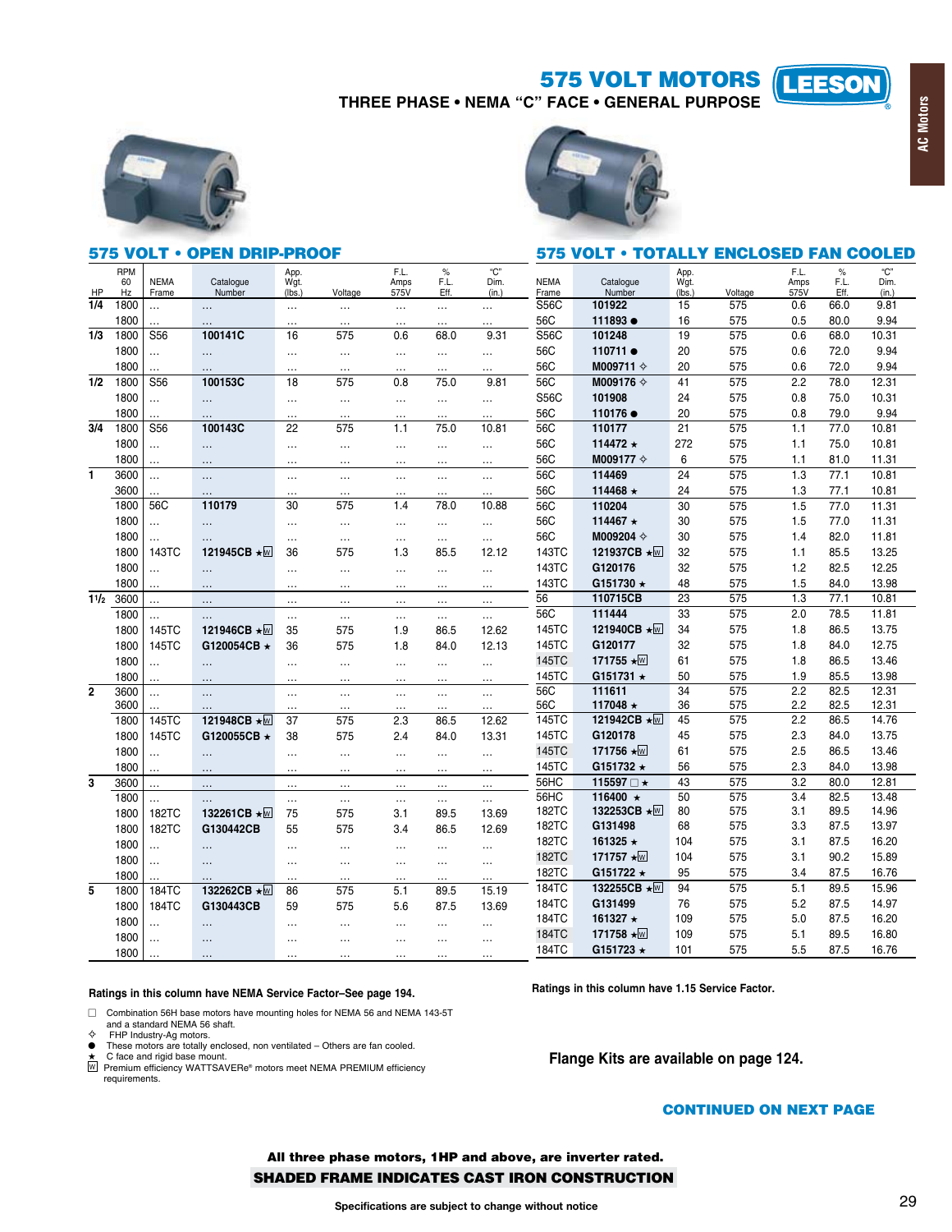# 575 VOLT MOTORS

**LEESON**

## THREE PHASE • NEMA "C" FACE • GENERAL PURPOSE

AC Motors

### 575 VOLT • OPEN DRIP-PROOF / 575 VOLT • TOTALLY ENCLOSED FAN COOLED

| HP | RPM 60 Hz | NEMA Frame | Catalogue Number | App. Wgt. (lbs.) | Voltage | F.L. Amps 575V | % F.L. Eff. | "C" Dim. (in.) | NEMA Frame | Catalogue Number | App. Wgt. (lbs.) | Voltage | F.L. Amps 575V | % F.L. Eff. | "C" Dim. (in.) |
|---|---|---|---|---|---|---|---|---|---|---|---|---|---|---|---|
| 1/4 | 1800 | ... | ... | ... | ... | ... | ... | ... | S56C | 101922 | 15 | 575 | 0.6 | 66.0 | 9.81 |
| | 1800 | ... | ... | ... | ... | ... | ... | ... | 56C | 111893 ● | 16 | 575 | 0.5 | 80.0 | 9.94 |
| 1/3 | 1800 | S56 | 100141C | 16 | 575 | 0.6 | 68.0 | 9.31 | S56C | 101248 | 19 | 575 | 0.6 | 68.0 | 10.31 |
| | 1800 | ... | ... | ... | ... | ... | ... | ... | 56C | 110711 ● | 20 | 575 | 0.6 | 72.0 | 9.94 |
| | 1800 | ... | ... | ... | ... | ... | ... | ... | 56C | M009711 ✧ | 20 | 575 | 0.6 | 72.0 | 9.94 |
| 1/2 | 1800 | S56 | 100153C | 18 | 575 | 0.8 | 75.0 | 9.81 | 56C | M009176 ✧ | 41 | 575 | 2.2 | 78.0 | 12.31 |
| | 1800 | ... | ... | ... | ... | ... | ... | ... | S56C | 101908 | 24 | 575 | 0.8 | 75.0 | 10.31 |
| | 1800 | ... | ... | ... | ... | ... | ... | ... | 56C | 110176 ● | 20 | 575 | 0.8 | 79.0 | 9.94 |
| 3/4 | 1800 | S56 | 100143C | 22 | 575 | 1.1 | 75.0 | 10.81 | 56C | 110177 | 21 | 575 | 1.1 | 77.0 | 10.81 |
| | 1800 | ... | ... | ... | ... | ... | ... | ... | 56C | 114472 ★ | 272 | 575 | 1.1 | 75.0 | 10.81 |
| | 1800 | ... | ... | ... | ... | ... | ... | ... | 56C | M009177 ✧ | 6 | 575 | 1.1 | 81.0 | 11.31 |
| 1 | 3600 | ... | ... | ... | ... | ... | ... | ... | 56C | 114469 | 24 | 575 | 1.3 | 77.1 | 10.81 |
| | 3600 | ... | ... | ... | ... | ... | ... | ... | 56C | 114468 ★ | 24 | 575 | 1.3 | 77.1 | 10.81 |
| | 1800 | 56C | 110179 | 30 | 575 | 1.4 | 78.0 | 10.88 | 56C | 110204 | 30 | 575 | 1.5 | 77.0 | 11.31 |
| | 1800 | ... | ... | ... | ... | ... | ... | ... | 56C | 114467 ★ | 30 | 575 | 1.5 | 77.0 | 11.31 |
| | 1800 | ... | ... | ... | ... | ... | ... | ... | 56C | M009204 ✧ | 30 | 575 | 1.4 | 82.0 | 11.81 |
| | 1800 | 143TC | 121945CB ★W | 36 | 575 | 1.3 | 85.5 | 12.12 | 143TC | 121937CB ★W | 32 | 575 | 1.1 | 85.5 | 13.25 |
| | 1800 | ... | ... | ... | ... | ... | ... | ... | 143TC | G120176 | 32 | 575 | 1.2 | 82.5 | 12.25 |
| | 1800 | ... | ... | ... | ... | ... | ... | ... | 143TC | G151730 ★ | 48 | 575 | 1.5 | 84.0 | 13.98 |
| 1½ | 3600 | ... | ... | ... | ... | ... | ... | ... | 56 | 110715CB | 23 | 575 | 1.3 | 77.1 | 10.81 |
| | 1800 | ... | ... | ... | ... | ... | ... | ... | 56C | 111444 | 33 | 575 | 2.0 | 78.5 | 11.81 |
| | 1800 | 145TC | 121946CB ★W | 35 | 575 | 1.9 | 86.5 | 12.62 | 145TC | 121940CB ★W | 34 | 575 | 1.8 | 86.5 | 13.75 |
| | 1800 | 145TC | G120054CB ★ | 36 | 575 | 1.8 | 84.0 | 12.13 | 145TC | G120177 | 32 | 575 | 1.8 | 84.0 | 12.75 |
| | 1800 | ... | ... | ... | ... | ... | ... | ... | 145TC | 171755 ★W | 61 | 575 | 1.8 | 86.5 | 13.46 |
| | 1800 | ... | ... | ... | ... | ... | ... | ... | 145TC | G151731 ★ | 50 | 575 | 1.9 | 85.5 | 13.98 |
| 2 | 3600 | ... | ... | ... | ... | ... | ... | ... | 56C | 111611 | 34 | 575 | 2.2 | 82.5 | 12.31 |
| | 3600 | ... | ... | ... | ... | ... | ... | ... | 56C | 117048 ★ | 36 | 575 | 2.2 | 82.5 | 12.31 |
| | 1800 | 145TC | 121948CB ★W | 37 | 575 | 2.3 | 86.5 | 12.62 | 145TC | 121942CB ★W | 45 | 575 | 2.2 | 86.5 | 14.76 |
| | 1800 | 145TC | G120055CB ★ | 38 | 575 | 2.4 | 84.0 | 13.31 | 145TC | G120178 | 45 | 575 | 2.3 | 84.0 | 13.75 |
| | 1800 | ... | ... | ... | ... | ... | ... | ... | 145TC | 171756 ★W | 61 | 575 | 2.5 | 86.5 | 13.46 |
| | 1800 | ... | ... | ... | ... | ... | ... | ... | 145TC | G151732 ★ | 56 | 575 | 2.3 | 84.0 | 13.98 |
| 3 | 3600 | ... | ... | ... | ... | ... | ... | ... | 56HC | 115597 □ ★ | 43 | 575 | 3.2 | 80.0 | 12.81 |
| | 1800 | ... | ... | ... | ... | ... | ... | ... | 56HC | 116400 ★ | 50 | 575 | 3.4 | 82.5 | 13.48 |
| | 1800 | 182TC | 132261CB ★W | 75 | 575 | 3.1 | 89.5 | 13.69 | 182TC | 132253CB ★W | 80 | 575 | 3.1 | 89.5 | 14.96 |
| | 1800 | 182TC | G130442CB | 55 | 575 | 3.4 | 86.5 | 12.69 | 182TC | G131498 | 68 | 575 | 3.3 | 87.5 | 13.97 |
| | 1800 | ... | ... | ... | ... | ... | ... | ... | 182TC | 161325 ★ | 104 | 575 | 3.1 | 87.5 | 16.20 |
| | 1800 | ... | ... | ... | ... | ... | ... | ... | 182TC | 171757 ★W | 104 | 575 | 3.1 | 90.2 | 15.89 |
| | 1800 | ... | ... | ... | ... | ... | ... | ... | 182TC | G151722 ★ | 95 | 575 | 3.4 | 87.5 | 16.76 |
| 5 | 1800 | 184TC | 132262CB ★W | 86 | 575 | 5.1 | 89.5 | 15.19 | 184TC | 132255CB ★W | 94 | 575 | 5.1 | 89.5 | 15.96 |
| | 1800 | 184TC | G130443CB | 59 | 575 | 5.6 | 87.5 | 13.69 | 184TC | G131499 | 76 | 575 | 5.2 | 87.5 | 14.97 |
| | 1800 | ... | ... | ... | ... | ... | ... | ... | 184TC | 161327 ★ | 109 | 575 | 5.0 | 87.5 | 16.20 |
| | 1800 | ... | ... | ... | ... | ... | ... | ... | 184TC | 171758 ★W | 109 | 575 | 5.1 | 89.5 | 16.80 |
| | 1800 | ... | ... | ... | ... | ... | ... | ... | 184TC | G151723 ★ | 101 | 575 | 5.5 | 87.5 | 16.76 |

**Ratings in this column have NEMA Service Factor–See page 194.**

**Ratings in this column have 1.15 Service Factor.**

- □ Combination 56H base motors have mounting holes for NEMA 56 and NEMA 143-5T and a standard NEMA 56 shaft.
- ✧ FHP Industry-Ag motors.
- ● These motors are totally enclosed, non ventilated – Others are fan cooled.
- ★ C face and rigid base mount.
- W Premium efficiency WATTSAVER® motors meet NEMA PREMIUM efficiency requirements.

**Flange Kits are available on page 124.**

**CONTINUED ON NEXT PAGE**

**All three phase motors, 1HP and above, are inverter rated.**

**SHADED FRAME INDICATES CAST IRON CONSTRUCTION**

Specifications are subject to change without notice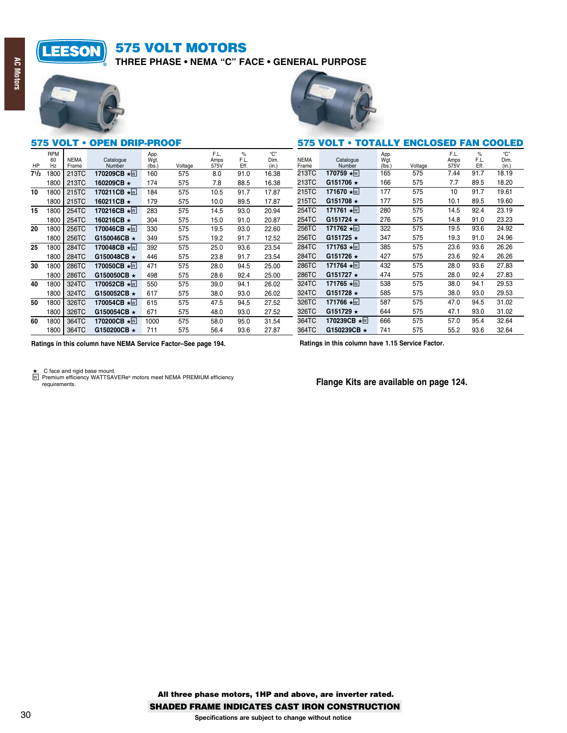# LEESON 575 VOLT MOTORS

## THREE PHASE • NEMA "C" FACE • GENERAL PURPOSE

### 575 VOLT • OPEN DRIP-PROOF

| HP | RPM 60 Hz | NEMA Frame | Catalogue Number | App. Wgt. (lbs.) | Voltage | F.L. Amps 575V | % F.L. Eff. | "C" Dim. (in.) |
|---|---|---|---|---|---|---|---|---|
| 7½ | 1800 | 213TC | **170209CB** ★W | 160 | 575 | 8.0 | 91.0 | 16.38 |
| | 1800 | 213TC | **160209CB** ★ | 174 | 575 | 7.8 | 88.5 | 16.38 |
| 10 | 1800 | 215TC | **170211CB** ★W | 184 | 575 | 10.5 | 91.7 | 17.87 |
| | 1800 | 215TC | **160211CB** ★ | 179 | 575 | 10.0 | 89.5 | 17.87 |
| 15 | 1800 | 254TC | **170216CB** ★W | 283 | 575 | 14.5 | 93.0 | 20.94 |
| | 1800 | 254TC | **160216CB** ★ | 304 | 575 | 15.0 | 91.0 | 20.87 |
| 20 | 1800 | 256TC | **170046CB** ★W | 330 | 575 | 19.5 | 93.0 | 22.60 |
| | 1800 | 256TC | **G150046CB** ★ | 349 | 575 | 19.2 | 91.7 | 12.52 |
| 25 | 1800 | 284TC | **170048CB** ★W | 392 | 575 | 25.0 | 93.6 | 23.54 |
| | 1800 | 284TC | **G150048CB** ★ | 446 | 575 | 23.8 | 91.7 | 23.54 |
| 30 | 1800 | 286TC | **170050CB** ★W | 471 | 575 | 28.0 | 94.5 | 25.00 |
| | 1800 | 286TC | **G150050CB** ★ | 498 | 575 | 28.6 | 92.4 | 25.00 |
| 40 | 1800 | 324TC | **170052CB** ★W | 550 | 575 | 39.0 | 94.1 | 26.02 |
| | 1800 | 324TC | **G150052CB** ★ | 617 | 575 | 38.0 | 93.0 | 26.02 |
| 50 | 1800 | 326TC | **170054CB** ★W | 615 | 575 | 47.5 | 94.5 | 27.52 |
| | 1800 | 326TC | **G150054CB** ★ | 671 | 575 | 48.0 | 93.0 | 27.52 |
| 60 | 1800 | 364TC | **170200CB** ★W | 1000 | 575 | 58.0 | 95.0 | 31.54 |
| | 1800 | 364TC | **G150200CB** ★ | 711 | 575 | 56.4 | 93.6 | 27.87 |

**Ratings in this column have NEMA Service Factor–See page 194.**

### 575 VOLT • TOTALLY ENCLOSED FAN COOLED

| NEMA Frame | Catalogue Number | App. Wgt. (lbs.) | Voltage | F.L. Amps 575V | % F.L. Eff. | "C" Dim. (in.) |
|---|---|---|---|---|---|---|
| 213TC | **170759** ★W | 165 | 575 | 7.44 | 91.7 | 18.19 |
| 213TC | **G151706** ★ | 166 | 575 | 7.7 | 89.5 | 18.20 |
| 215TC | **171670** ★W | 177 | 575 | 10 | 91.7 | 19.61 |
| 215TC | **G151708** ★ | 177 | 575 | 10.1 | 89.5 | 19.60 |
| 254TC | **171761** ★W | 280 | 575 | 14.5 | 92.4 | 23.19 |
| 254TC | **G151724** ★ | 276 | 575 | 14.8 | 91.0 | 23.23 |
| 256TC | **171762** ★W | 322 | 575 | 19.5 | 93.6 | 24.92 |
| 256TC | **G151725** ★ | 347 | 575 | 19.3 | 91.0 | 24.96 |
| 284TC | **171763** ★W | 385 | 575 | 23.6 | 93.6 | 26.26 |
| 284TC | **G151726** ★ | 427 | 575 | 23.6 | 92.4 | 26.26 |
| 286TC | **171764** ★W | 432 | 575 | 28.0 | 93.6 | 27.83 |
| 286TC | **G151727** ★ | 474 | 575 | 28.0 | 92.4 | 27.83 |
| 324TC | **171765** ★W | 538 | 575 | 38.0 | 94.1 | 29.53 |
| 324TC | **G151728** ★ | 585 | 575 | 38.0 | 93.0 | 29.53 |
| 326TC | **171766** ★W | 587 | 575 | 47.0 | 94.5 | 31.02 |
| 326TC | **G151729** ★ | 644 | 575 | 47.1 | 93.0 | 31.02 |
| 364TC | **170239CB** ★W | 666 | 575 | 57.0 | 95.4 | 32.64 |
| 364TC | **G150239CB** ★ | 741 | 575 | 55.2 | 93.6 | 32.64 |

**Ratings in this column have 1.15 Service Factor.**

★ C face and rigid base mount.
W Premium efficiency WATTSAVER® motors meet NEMA PREMIUM efficiency requirements.

**Flange Kits are available on page 124.**

**All three phase motors, 1HP and above, are inverter rated.**

**SHADED FRAME INDICATES CAST IRON CONSTRUCTION**

Specifications are subject to change without notice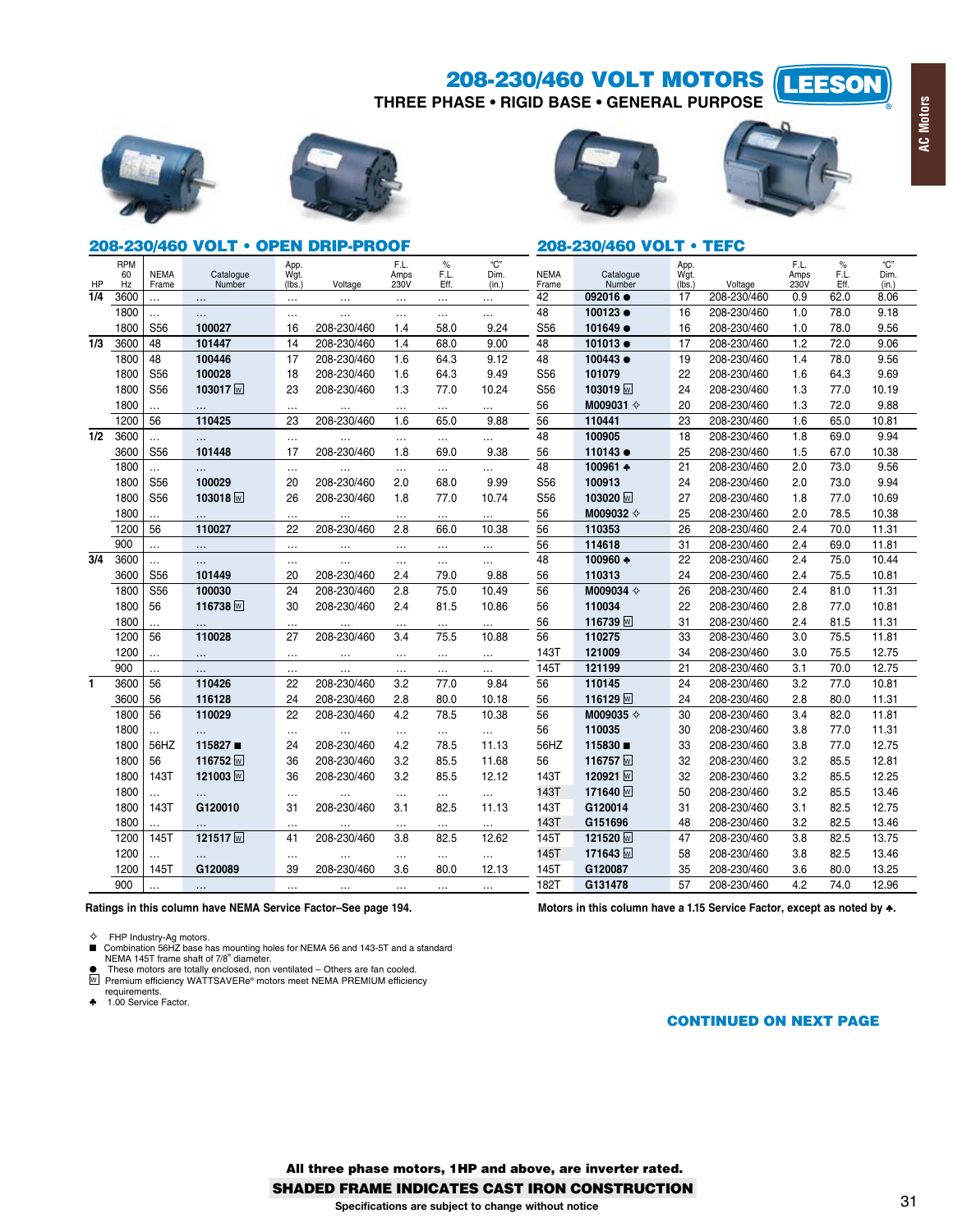# 208-230/460 VOLT MOTORS

**THREE PHASE • RIGID BASE • GENERAL PURPOSE**

## 208-230/460 VOLT • OPEN DRIP-PROOF

| HP | RPM 60 Hz | NEMA Frame | Catalogue Number | App. Wgt. (lbs.) | Voltage | F.L. Amps 230V | % F.L. Eff. | "C" Dim. (in.) |
|---|---|---|---|---|---|---|---|---|
| 1/4 | 3600 | … | … | … | … | … | … | … |
| | 1800 | … | … | … | … | … | … | … |
| | 1800 | S56 | **100027** | 16 | 208-230/460 | 1.4 | 58.0 | 9.24 |
| 1/3 | 3600 | 48 | **101447** | 14 | 208-230/460 | 1.4 | 68.0 | 9.00 |
| | 1800 | 48 | **100446** | 17 | 208-230/460 | 1.6 | 64.3 | 9.12 |
| | 1800 | S56 | **100028** | 18 | 208-230/460 | 1.6 | 64.3 | 9.49 |
| | 1800 | S56 | **103017** W | 23 | 208-230/460 | 1.3 | 77.0 | 10.24 |
| | 1800 | … | … | … | … | … | … | … |
| | 1200 | 56 | **110425** | 23 | 208-230/460 | 1.6 | 65.0 | 9.88 |
| 1/2 | 3600 | … | … | … | … | … | … | … |
| | 3600 | S56 | **101448** | 17 | 208-230/460 | 1.8 | 69.0 | 9.38 |
| | 1800 | … | … | … | … | … | … | … |
| | 1800 | S56 | **100029** | 20 | 208-230/460 | 2.0 | 68.0 | 9.99 |
| | 1800 | S56 | **103018** W | 26 | 208-230/460 | 1.8 | 77.0 | 10.74 |
| | 1800 | … | … | … | … | … | … | … |
| | 1200 | 56 | **110027** | 22 | 208-230/460 | 2.8 | 66.0 | 10.38 |
| | 900 | … | … | … | … | … | … | … |
| 3/4 | 3600 | … | … | … | … | … | … | … |
| | 3600 | S56 | **101449** | 20 | 208-230/460 | 2.4 | 79.0 | 9.88 |
| | 1800 | S56 | **100030** | 24 | 208-230/460 | 2.8 | 75.0 | 10.49 |
| | 1800 | 56 | **116738** W | 30 | 208-230/460 | 2.4 | 81.5 | 10.86 |
| | 1800 | … | … | … | … | … | … | … |
| | 1200 | 56 | **110028** | 27 | 208-230/460 | 3.4 | 75.5 | 10.88 |
| | 1200 | … | … | … | … | … | … | … |
| | 900 | … | … | … | … | … | … | … |
| 1 | 3600 | 56 | **110426** | 22 | 208-230/460 | 3.2 | 77.0 | 9.84 |
| | 3600 | 56 | **116128** | 24 | 208-230/460 | 2.8 | 80.0 | 10.18 |
| | 1800 | 56 | **110029** | 22 | 208-230/460 | 4.2 | 78.5 | 10.38 |
| | 1800 | … | … | … | … | … | … | … |
| | 1800 | 56HZ | **115827** ■ | 24 | 208-230/460 | 4.2 | 78.5 | 11.13 |
| | 1800 | 56 | **116752** W | 36 | 208-230/460 | 3.2 | 85.5 | 11.68 |
| | 1800 | 143T | **121003** W | 36 | 208-230/460 | 3.2 | 85.5 | 12.12 |
| | 1800 | … | … | … | … | … | … | … |
| | 1800 | 143T | **G120010** | 31 | 208-230/460 | 3.1 | 82.5 | 11.13 |
| | 1800 | … | … | … | … | … | … | … |
| | 1200 | 145T | **121517** W | 41 | 208-230/460 | 3.8 | 82.5 | 12.62 |
| | 1200 | … | … | … | … | … | … | … |
| | 1200 | 145T | **G120089** | 39 | 208-230/460 | 3.6 | 80.0 | 12.13 |
| | 900 | … | … | … | … | … | … | … |

Ratings in this column have NEMA Service Factor–See page 194.

## 208-230/460 VOLT • TEFC

| HP | RPM 60 Hz | NEMA Frame | Catalogue Number | App. Wgt. (lbs.) | Voltage | F.L. Amps 230V | % F.L. Eff. | "C" Dim. (in.) |
|---|---|---|---|---|---|---|---|---|
| 1/4 | 3600 | 42 | **092016** ● | 17 | 208-230/460 | 0.9 | 62.0 | 8.06 |
| | 1800 | 48 | **100123** ● | 16 | 208-230/460 | 1.0 | 78.0 | 9.18 |
| | 1800 | S56 | **101649** ● | 16 | 208-230/460 | 1.0 | 78.0 | 9.56 |
| 1/3 | 3600 | 48 | **101013** ● | 17 | 208-230/460 | 1.2 | 72.0 | 9.06 |
| | 1800 | 48 | **100443** ● | 19 | 208-230/460 | 1.4 | 78.0 | 9.56 |
| | 1800 | S56 | **101079** | 22 | 208-230/460 | 1.6 | 64.3 | 9.69 |
| | 1800 | S56 | **103019** W | 24 | 208-230/460 | 1.3 | 77.0 | 10.19 |
| | 1800 | 56 | **M009031** ✧ | 20 | 208-230/460 | 1.3 | 72.0 | 9.88 |
| | 1200 | 56 | **110441** | 23 | 208-230/460 | 1.6 | 65.0 | 10.81 |
| 1/2 | 3600 | 48 | **100905** | 18 | 208-230/460 | 1.8 | 69.0 | 9.94 |
| | 3600 | 56 | **110143** ● | 25 | 208-230/460 | 1.5 | 67.0 | 10.38 |
| | 1800 | 48 | **100961** ♣ | 21 | 208-230/460 | 2.0 | 73.0 | 9.56 |
| | 1800 | S56 | **100913** | 24 | 208-230/460 | 2.0 | 73.0 | 9.94 |
| | 1800 | S56 | **103020** W | 27 | 208-230/460 | 1.8 | 77.0 | 10.69 |
| | 1800 | 56 | **M009032** ✧ | 25 | 208-230/460 | 2.0 | 78.5 | 10.38 |
| | 1200 | 56 | **110353** | 26 | 208-230/460 | 2.4 | 70.0 | 11.31 |
| | 900 | 56 | **114618** | 31 | 208-230/460 | 2.4 | 69.0 | 11.81 |
| 3/4 | 3600 | 48 | **100960** ♣ | 22 | 208-230/460 | 2.4 | 75.0 | 10.44 |
| | 3600 | 56 | **110313** | 24 | 208-230/460 | 2.4 | 75.5 | 10.81 |
| | 1800 | 56 | **M009034** ✧ | 26 | 208-230/460 | 2.4 | 81.0 | 11.31 |
| | 1800 | 56 | **110034** | 22 | 208-230/460 | 2.8 | 77.0 | 10.81 |
| | 1800 | 56 | **116739** W | 31 | 208-230/460 | 2.4 | 81.5 | 11.31 |
| | 1200 | 56 | **110275** | 33 | 208-230/460 | 3.0 | 75.5 | 11.81 |
| | 1200 | 143T | **121009** | 34 | 208-230/460 | 3.0 | 75.5 | 12.75 |
| | 900 | 145T | **121199** | 21 | 208-230/460 | 3.1 | 70.0 | 12.75 |
| 1 | 3600 | 56 | **110145** | 24 | 208-230/460 | 3.2 | 77.0 | 10.81 |
| | 3600 | 56 | **116129** W | 24 | 208-230/460 | 2.8 | 80.0 | 11.31 |
| | 1800 | 56 | **M009035** ✧ | 30 | 208-230/460 | 3.4 | 82.0 | 11.81 |
| | 1800 | 56 | **110035** | 30 | 208-230/460 | 3.8 | 77.0 | 11.31 |
| | 1800 | 56HZ | **115830** ■ | 33 | 208-230/460 | 3.8 | 77.0 | 12.75 |
| | 1800 | 56 | **116757** W | 32 | 208-230/460 | 3.2 | 85.5 | 12.81 |
| | 1800 | 143T | **120921** W | 32 | 208-230/460 | 3.2 | 85.5 | 12.25 |
| | 1800 | 143T | **171640** W | 50 | 208-230/460 | 3.2 | 85.5 | 13.46 |
| | 1800 | 143T | **G120014** | 31 | 208-230/460 | 3.1 | 82.5 | 12.75 |
| | 1800 | 143T | **G151696** | 48 | 208-230/460 | 3.2 | 82.5 | 13.46 |
| | 1200 | 145T | **121520** W | 47 | 208-230/460 | 3.8 | 82.5 | 13.75 |
| | 1200 | 145T | **171643** W | 58 | 208-230/460 | 3.8 | 82.5 | 13.46 |
| | 1200 | 145T | **G120087** | 35 | 208-230/460 | 3.6 | 80.0 | 13.25 |
| | 900 | 182T | **G131478** | 57 | 208-230/460 | 4.2 | 74.0 | 12.96 |

Motors in this column have a 1.15 Service Factor, except as noted by ♣.

✧ FHP Industry-Ag motors.
■ Combination 56HZ base has mounting holes for NEMA 56 and 143-5T and a standard NEMA 145T frame shaft of 7/8" diameter.
● These motors are totally enclosed, non ventilated – Others are fan cooled.
W Premium efficiency WATTSAVER® motors meet NEMA PREMIUM efficiency requirements.
♣ 1.00 Service Factor.

**CONTINUED ON NEXT PAGE**

**All three phase motors, 1HP and above, are inverter rated.**

**SHADED FRAME INDICATES CAST IRON CONSTRUCTION**

Specifications are subject to change without notice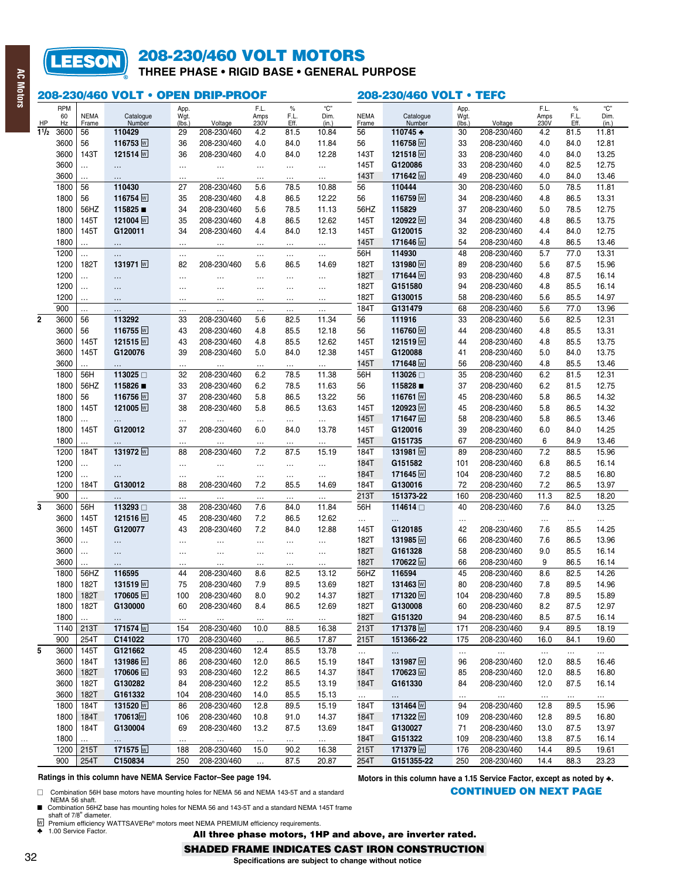# 208-230/460 VOLT MOTORS

## THREE PHASE • RIGID BASE • GENERAL PURPOSE

### 208-230/460 VOLT • OPEN DRIP-PROOF / 208-230/460 VOLT • TEFC

| HP | RPM 60 Hz | NEMA Frame | Catalogue Number | App. Wgt. (lbs.) | Voltage | F.L. Amps 230V | % F.L. Eff. | "C" Dim. (in.) | NEMA Frame | Catalogue Number | App. Wgt. (lbs.) | Voltage | F.L. Amps 230V | % F.L. Eff. | "C" Dim. (in.) |
|---|---|---|---|---|---|---|---|---|---|---|---|---|---|---|---|
| 1½ | 3600 | 56 | 110429 | 29 | 208-230/460 | 4.2 | 81.5 | 10.84 | 56 | 110745 ♣ | 30 | 208-230/460 | 4.2 | 81.5 | 11.81 |
| | 3600 | 56 | 116753 W | 36 | 208-230/460 | 4.0 | 84.0 | 11.84 | 56 | 116758 W | 33 | 208-230/460 | 4.0 | 84.0 | 12.81 |
| | 3600 | 143T | 121514 W | 36 | 208-230/460 | 4.0 | 84.0 | 12.28 | 143T | 121518 W | 33 | 208-230/460 | 4.0 | 84.0 | 13.25 |
| | 3600 | ... | ... | ... | ... | ... | ... | ... | 145T | G120086 | 33 | 208-230/460 | 4.0 | 82.5 | 12.75 |
| | 3600 | ... | ... | ... | ... | ... | ... | ... | 143T | 171642 W | 49 | 208-230/460 | 4.0 | 84.0 | 13.46 |
| | 1800 | 56 | 110430 | 27 | 208-230/460 | 5.6 | 78.5 | 10.88 | 56 | 110444 | 30 | 208-230/460 | 5.0 | 78.5 | 11.81 |
| | 1800 | 56 | 116754 W | 35 | 208-230/460 | 4.8 | 86.5 | 12.22 | 56 | 116759 W | 34 | 208-230/460 | 4.8 | 86.5 | 13.31 |
| | 1800 | 56HZ | 115825 ■ | 34 | 208-230/460 | 5.6 | 78.5 | 11.13 | 56HZ | 115829 | 37 | 208-230/460 | 5.0 | 78.5 | 12.75 |
| | 1800 | 145T | 121004 W | 35 | 208-230/460 | 4.8 | 86.5 | 12.62 | 145T | 120922 W | 34 | 208-230/460 | 4.8 | 86.5 | 13.75 |
| | 1800 | 145T | G120011 | 34 | 208-230/460 | 4.4 | 84.0 | 12.13 | 145T | G120015 | 32 | 208-230/460 | 4.4 | 84.0 | 12.75 |
| | 1800 | ... | ... | ... | ... | ... | ... | ... | 145T | 171646 W | 54 | 208-230/460 | 4.8 | 86.5 | 13.46 |
| | 1200 | ... | ... | ... | ... | ... | ... | ... | 56H | 114930 | 48 | 208-230/460 | 5.7 | 77.0 | 13.31 |
| | 1200 | 182T | 131971 W | 82 | 208-230/460 | 5.6 | 86.5 | 14.69 | 182T | 131980 W | 89 | 208-230/460 | 5.6 | 87.5 | 15.96 |
| | 1200 | ... | ... | ... | ... | ... | ... | ... | 182T | 171644 W | 93 | 208-230/460 | 4.8 | 87.5 | 16.14 |
| | 1200 | ... | ... | ... | ... | ... | ... | ... | 182T | G151580 | 94 | 208-230/460 | 4.8 | 85.5 | 16.14 |
| | 1200 | ... | ... | ... | ... | ... | ... | ... | 182T | G130015 | 58 | 208-230/460 | 5.6 | 85.5 | 14.97 |
| | 900 | ... | ... | ... | ... | ... | ... | ... | 184T | G131479 | 68 | 208-230/460 | 5.6 | 77.0 | 13.96 |
| 2 | 3600 | 56 | 113292 | 33 | 208-230/460 | 5.6 | 82.5 | 11.34 | 56 | 111916 | 33 | 208-230/460 | 5.6 | 82.5 | 12.31 |
| | 3600 | 56 | 116755 W | 43 | 208-230/460 | 4.8 | 85.5 | 12.18 | 56 | 116760 W | 44 | 208-230/460 | 4.8 | 85.5 | 13.31 |
| | 3600 | 145T | 121515 W | 43 | 208-230/460 | 4.8 | 85.5 | 12.62 | 145T | 121519 W | 44 | 208-230/460 | 4.8 | 85.5 | 13.75 |
| | 3600 | 145T | G120076 | 39 | 208-230/460 | 5.0 | 84.0 | 12.38 | 145T | G120088 | 41 | 208-230/460 | 5.0 | 84.0 | 13.75 |
| | 3600 | ... | ... | ... | ... | ... | ... | ... | 145T | 171648 W | 56 | 208-230/460 | 4.8 | 85.5 | 13.46 |
| | 1800 | 56H | 113025 □ | 32 | 208-230/460 | 6.2 | 78.5 | 11.38 | 56H | 113026 □ | 35 | 208-230/460 | 6.2 | 81.5 | 12.31 |
| | 1800 | 56HZ | 115826 ■ | 33 | 208-230/460 | 6.2 | 78.5 | 11.63 | 56 | 115828 ■ | 37 | 208-230/460 | 6.2 | 81.5 | 12.75 |
| | 1800 | 56 | 116756 W | 37 | 208-230/460 | 5.8 | 86.5 | 13.22 | 56 | 116761 W | 45 | 208-230/460 | 5.8 | 86.5 | 14.32 |
| | 1800 | 145T | 121005 W | 38 | 208-230/460 | 5.8 | 86.5 | 13.63 | 145T | 120923 W | 45 | 208-230/460 | 5.8 | 86.5 | 14.32 |
| | 1800 | ... | ... | ... | ... | ... | ... | ... | 145T | 171647 W | 58 | 208-230/460 | 5.8 | 86.5 | 13.46 |
| | 1800 | 145T | G120012 | 37 | 208-230/460 | 6.0 | 84.0 | 13.78 | 145T | G120016 | 39 | 208-230/460 | 6.0 | 84.0 | 14.25 |
| | 1800 | ... | ... | ... | ... | ... | ... | ... | 145T | G151735 | 67 | 208-230/460 | 6 | 84.9 | 13.46 |
| | 1200 | 184T | 131972 W | 88 | 208-230/460 | 7.2 | 87.5 | 15.19 | 184T | 131981 W | 89 | 208-230/460 | 7.2 | 88.5 | 15.96 |
| | 1200 | ... | ... | ... | ... | ... | ... | ... | 184T | G151582 | 101 | 208-230/460 | 6.8 | 86.5 | 16.14 |
| | 1200 | ... | ... | ... | ... | ... | ... | ... | 184T | 171645 W | 104 | 208-230/460 | 7.2 | 88.5 | 16.80 |
| | 1200 | 184T | G130012 | 88 | 208-230/460 | 7.2 | 85.5 | 14.69 | 184T | G130016 | 72 | 208-230/460 | 7.2 | 86.5 | 13.97 |
| | 900 | ... | ... | ... | ... | ... | ... | ... | 213T | 151373-22 | 160 | 208-230/460 | 11.3 | 82.5 | 18.20 |
| 3 | 3600 | 56H | 113293 □ | 38 | 208-230/460 | 7.6 | 84.0 | 11.84 | 56H | 114614 □ | 40 | 208-230/460 | 7.6 | 84.0 | 13.25 |
| | 3600 | 145T | 121516 W | 45 | 208-230/460 | 7.2 | 86.5 | 12.62 | ... | ... | ... | ... | ... | ... | ... |
| | 3600 | 145T | G120077 | 43 | 208-230/460 | 7.2 | 84.0 | 12.88 | 145T | G120185 | 42 | 208-230/460 | 7.6 | 85.5 | 14.25 |
| | 3600 | ... | ... | ... | ... | ... | ... | ... | 182T | 131985 W | 66 | 208-230/460 | 7.6 | 86.5 | 13.96 |
| | 3600 | ... | ... | ... | ... | ... | ... | ... | 182T | G161328 | 58 | 208-230/460 | 9.0 | 85.5 | 16.14 |
| | 3600 | ... | ... | ... | ... | ... | ... | ... | 182T | 170622 W | 66 | 208-230/460 | 9 | 86.5 | 16.14 |
| | 1800 | 56HZ | 116595 | 44 | 208-230/460 | 8.6 | 82.5 | 13.12 | 56HZ | 116594 | 45 | 208-230/460 | 8.6 | 82.5 | 14.26 |
| | 1800 | 182T | 131519 W | 75 | 208-230/460 | 7.9 | 89.5 | 13.69 | 182T | 131463 W | 80 | 208-230/460 | 7.8 | 89.5 | 14.96 |
| | 1800 | 182T | 170605 W | 100 | 208-230/460 | 8.0 | 90.2 | 14.37 | 182T | 171320 W | 104 | 208-230/460 | 7.8 | 89.5 | 15.89 |
| | 1800 | 182T | G130000 | 60 | 208-230/460 | 8.4 | 86.5 | 12.69 | 182T | G130008 | 60 | 208-230/460 | 8.2 | 87.5 | 12.97 |
| | 1800 | ... | ... | ... | ... | ... | ... | ... | 182T | G151320 | 94 | 208-230/460 | 8.5 | 87.5 | 16.14 |
| | 1140 | 213T | 171574 W | 154 | 208-230/460 | 10.0 | 88.5 | 16.38 | 213T | 171378 W | 171 | 208-230/460 | 9.4 | 89.5 | 18.19 |
| | 900 | 254T | C141022 | 170 | 208-230/460 | ... | 86.5 | 17.87 | 215T | 151366-22 | 175 | 208-230/460 | 16.0 | 84.1 | 19.60 |
| 5 | 3600 | 145T | G121662 | 45 | 208-230/460 | 12.4 | 85.5 | 13.78 | ... | ... | ... | ... | ... | ... | ... |
| | 3600 | 184T | 131986 W | 86 | 208-230/460 | 12.0 | 86.5 | 15.19 | 184T | 131987 W | 96 | 208-230/460 | 12.0 | 88.5 | 16.46 |
| | 3600 | 182T | 170606 W | 93 | 208-230/460 | 12.2 | 86.5 | 14.37 | 184T | 170623 W | 85 | 208-230/460 | 12.0 | 88.5 | 16.80 |
| | 3600 | 182T | G130282 | 84 | 208-230/460 | 12.2 | 85.5 | 13.19 | 184T | G161330 | 84 | 208-230/460 | 12.0 | 87.5 | 16.14 |
| | 3600 | 182T | G161332 | 104 | 208-230/460 | 14.0 | 85.5 | 15.13 | ... | ... | ... | ... | ... | ... | ... |
| | 1800 | 184T | 131520 W | 86 | 208-230/460 | 12.8 | 89.5 | 15.19 | 184T | 131464 W | 94 | 208-230/460 | 12.8 | 89.5 | 15.96 |
| | 1800 | 184T | 170613 W | 106 | 208-230/460 | 10.8 | 91.0 | 14.37 | 184T | 171322 W | 109 | 208-230/460 | 12.8 | 89.5 | 16.80 |
| | 1800 | 184T | G130004 | 69 | 208-230/460 | 13.2 | 87.5 | 13.69 | 184T | G130027 | 71 | 208-230/460 | 13.0 | 87.5 | 13.97 |
| | 1800 | ... | ... | ... | ... | ... | ... | ... | 184T | G151322 | 109 | 208-230/460 | 13.8 | 87.5 | 16.14 |
| | 1200 | 215T | 171575 W | 188 | 208-230/460 | 15.0 | 90.2 | 16.38 | 215T | 171379 W | 176 | 208-230/460 | 14.4 | 89.5 | 19.61 |
| | 900 | 254T | C150834 | 250 | 208-230/460 | ... | 87.5 | 20.87 | 254T | G151355-22 | 250 | 208-230/460 | 14.4 | 88.3 | 23.23 |

**Ratings in this column have NEMA Service Factor–See page 194.**

**Motors in this column have a 1.15 Service Factor, except as noted by ♣.**

**CONTINUED ON NEXT PAGE**

□ Combination 56H base motors have mounting holes for NEMA 56 and NEMA 143-5T and a standard NEMA 56 shaft.

■ Combination 56HZ base has mounting holes for NEMA 56 and 143-5T and a standard NEMA 145T frame shaft of 7/8" diameter.

W Premium efficiency WATTSAVER® motors meet NEMA PREMIUM efficiency requirements.

♣ 1.00 Service Factor.

**All three phase motors, 1HP and above, are inverter rated.**

**SHADED FRAME INDICATES CAST IRON CONSTRUCTION**

Specifications are subject to change without notice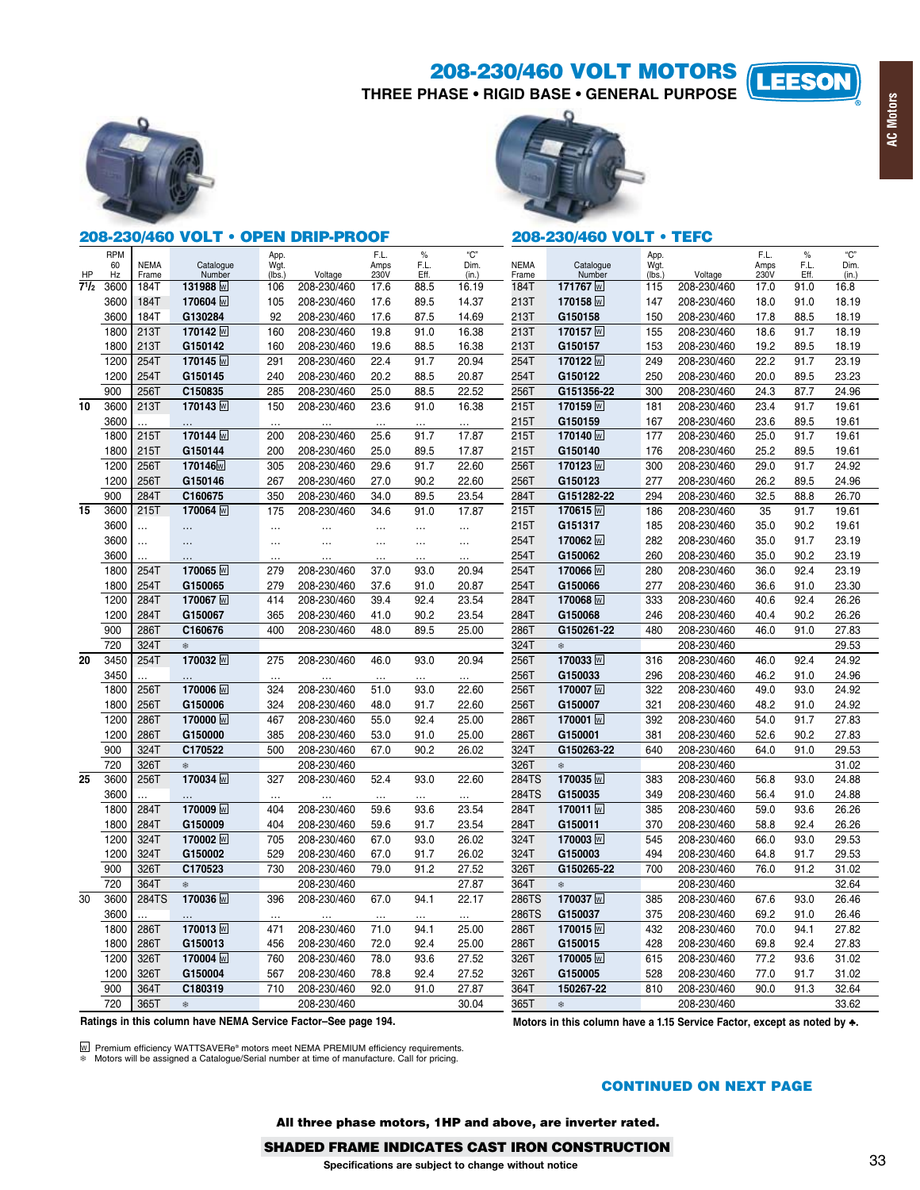# 208-230/460 VOLT MOTORS

## THREE PHASE • RIGID BASE • GENERAL PURPOSE

LEESON

AC Motors

## 208-230/460 VOLT • OPEN DRIP-PROOF / 208-230/460 VOLT • TEFC

| HP | RPM 60 Hz | NEMA Frame | Catalogue Number | App. Wgt. (lbs.) | Voltage | F.L. Amps 230V | % F.L. Eff. | "C" Dim. (in.) | NEMA Frame | Catalogue Number | App. Wgt. (lbs.) | Voltage | F.L. Amps 230V | % F.L. Eff. | "C" Dim. (in.) |
|---|---|---|---|---|---|---|---|---|---|---|---|---|---|---|---|
| 7½ | 3600 | 184T | 131988 W | 106 | 208-230/460 | 17.6 | 88.5 | 16.19 | 184T | 171767 W | 115 | 208-230/460 | 17.0 | 91.0 | 16.8 |
| | 3600 | 184T | 170604 W | 105 | 208-230/460 | 17.6 | 89.5 | 14.37 | 213T | 170158 W | 147 | 208-230/460 | 18.0 | 91.0 | 18.19 |
| | 3600 | 184T | G130284 | 92 | 208-230/460 | 17.6 | 87.5 | 14.69 | 213T | G150158 | 150 | 208-230/460 | 17.8 | 88.5 | 18.19 |
| | 1800 | 213T | 170142 W | 160 | 208-230/460 | 19.8 | 91.0 | 16.38 | 213T | 170157 W | 155 | 208-230/460 | 18.6 | 91.7 | 18.19 |
| | 1800 | 213T | G150142 | 160 | 208-230/460 | 19.6 | 88.5 | 16.38 | 213T | G150157 | 153 | 208-230/460 | 19.2 | 89.5 | 18.19 |
| | 1200 | 254T | 170145 W | 291 | 208-230/460 | 22.4 | 91.7 | 20.94 | 254T | 170122 W | 249 | 208-230/460 | 22.2 | 91.7 | 23.19 |
| | 1200 | 254T | G150145 | 240 | 208-230/460 | 20.2 | 88.5 | 20.87 | 254T | G150122 | 250 | 208-230/460 | 20.0 | 89.5 | 23.23 |
| | 900 | 256T | C150835 | 285 | 208-230/460 | 25.0 | 88.5 | 22.52 | 256T | G151356-22 | 300 | 208-230/460 | 24.3 | 87.7 | 24.96 |
| 10 | 3600 | 213T | 170143 W | 150 | 208-230/460 | 23.6 | 91.0 | 16.38 | 215T | 170159 W | 181 | 208-230/460 | 23.4 | 91.7 | 19.61 |
| | 3600 | ... | ... | ... | ... | ... | ... | ... | 215T | G150159 | 167 | 208-230/460 | 23.6 | 89.5 | 19.61 |
| | 1800 | 215T | 170144 W | 200 | 208-230/460 | 25.6 | 91.7 | 17.87 | 215T | 170140 W | 177 | 208-230/460 | 25.0 | 91.7 | 19.61 |
| | 1800 | 215T | G150144 | 200 | 208-230/460 | 25.0 | 89.5 | 17.87 | 215T | G150140 | 176 | 208-230/460 | 25.2 | 89.5 | 19.61 |
| | 1200 | 256T | 170146W | 305 | 208-230/460 | 29.6 | 91.7 | 22.60 | 256T | 170123 W | 300 | 208-230/460 | 29.0 | 91.7 | 24.92 |
| | 1200 | 256T | G150146 | 267 | 208-230/460 | 27.0 | 90.2 | 22.60 | 256T | G150123 | 277 | 208-230/460 | 26.2 | 89.5 | 24.96 |
| | 900 | 284T | C160675 | 350 | 208-230/460 | 34.0 | 89.5 | 23.54 | 284T | G151282-22 | 294 | 208-230/460 | 32.5 | 88.8 | 26.70 |
| 15 | 3600 | 215T | 170064 W | 175 | 208-230/460 | 34.6 | 91.0 | 17.87 | 215T | 170615 W | 186 | 208-230/460 | 35 | 91.7 | 19.61 |
| | 3600 | ... | ... | ... | ... | ... | ... | ... | 215T | G151317 | 185 | 208-230/460 | 35.0 | 90.2 | 19.61 |
| | 3600 | ... | ... | ... | ... | ... | ... | ... | 254T | 170062 W | 282 | 208-230/460 | 35.0 | 91.7 | 23.19 |
| | 3600 | ... | ... | ... | ... | ... | ... | ... | 254T | G150062 | 260 | 208-230/460 | 35.0 | 90.2 | 23.19 |
| | 1800 | 254T | 170065 W | 279 | 208-230/460 | 37.0 | 93.0 | 20.94 | 254T | 170066 W | 280 | 208-230/460 | 36.0 | 92.4 | 23.19 |
| | 1800 | 254T | G150065 | 279 | 208-230/460 | 37.6 | 91.0 | 20.87 | 254T | G150066 | 277 | 208-230/460 | 36.6 | 91.0 | 23.30 |
| | 1200 | 284T | 170067 W | 414 | 208-230/460 | 39.4 | 92.4 | 23.54 | 284T | 170068 W | 333 | 208-230/460 | 40.6 | 92.4 | 26.26 |
| | 1200 | 284T | G150067 | 365 | 208-230/460 | 41.0 | 90.2 | 23.54 | 284T | G150068 | 246 | 208-230/460 | 40.4 | 90.2 | 26.26 |
| | 900 | 286T | C160676 | 400 | 208-230/460 | 48.0 | 89.5 | 25.00 | 286T | G150261-22 | 480 | 208-230/460 | 46.0 | 91.0 | 27.83 |
| | 720 | 324T | ❄ | | | | | | 324T | ❄ | | 208-230/460 | | | 29.53 |
| 20 | 3450 | 254T | 170032 W | 275 | 208-230/460 | 46.0 | 93.0 | 20.94 | 256T | 170033 W | 316 | 208-230/460 | 46.0 | 92.4 | 24.92 |
| | 3450 | ... | ... | ... | ... | ... | ... | ... | 256T | G150033 | 296 | 208-230/460 | 46.2 | 91.0 | 24.96 |
| | 1800 | 256T | 170006 W | 324 | 208-230/460 | 51.0 | 93.0 | 22.60 | 256T | 170007 W | 322 | 208-230/460 | 49.0 | 93.0 | 24.92 |
| | 1800 | 256T | G150006 | 324 | 208-230/460 | 48.0 | 91.7 | 22.60 | 256T | G150007 | 321 | 208-230/460 | 48.2 | 91.0 | 24.92 |
| | 1200 | 286T | 170000 W | 467 | 208-230/460 | 55.0 | 92.4 | 25.00 | 286T | 170001 W | 392 | 208-230/460 | 54.0 | 91.7 | 27.83 |
| | 1200 | 286T | G150000 | 385 | 208-230/460 | 53.0 | 91.0 | 25.00 | 286T | G150001 | 381 | 208-230/460 | 52.6 | 90.2 | 27.83 |
| | 900 | 324T | C170522 | 500 | 208-230/460 | 67.0 | 90.2 | 26.02 | 324T | G150263-22 | 640 | 208-230/460 | 64.0 | 91.0 | 29.53 |
| | 720 | 326T | ❄ | | 208-230/460 | | | | 326T | ❄ | | 208-230/460 | | | 31.02 |
| 25 | 3600 | 256T | 170034 W | 327 | 208-230/460 | 52.4 | 93.0 | 22.60 | 284TS | 170035 W | 383 | 208-230/460 | 56.8 | 93.0 | 24.88 |
| | 3600 | ... | ... | ... | ... | ... | ... | ... | 284TS | G150035 | 349 | 208-230/460 | 56.4 | 91.0 | 24.88 |
| | 1800 | 284T | 170009 W | 404 | 208-230/460 | 59.6 | 93.6 | 23.54 | 284T | 170011 W | 385 | 208-230/460 | 59.0 | 93.6 | 26.26 |
| | 1800 | 284T | G150009 | 404 | 208-230/460 | 59.6 | 91.7 | 23.54 | 284T | G150011 | 370 | 208-230/460 | 58.8 | 92.4 | 26.26 |
| | 1200 | 324T | 170002 W | 705 | 208-230/460 | 67.0 | 93.0 | 26.02 | 324T | 170003 W | 545 | 208-230/460 | 66.0 | 93.0 | 29.53 |
| | 1200 | 324T | G150002 | 529 | 208-230/460 | 67.0 | 91.7 | 26.02 | 324T | G150003 | 494 | 208-230/460 | 64.8 | 91.7 | 29.53 |
| | 900 | 326T | C170523 | 730 | 208-230/460 | 79.0 | 91.2 | 27.52 | 326T | G150265-22 | 700 | 208-230/460 | 76.0 | 91.2 | 31.02 |
| | 720 | 364T | ❄ | | 208-230/460 | | | 27.87 | 364T | ❄ | | 208-230/460 | | | 32.64 |
| 30 | 3600 | 284TS | 170036 W | 396 | 208-230/460 | 67.0 | 94.1 | 22.17 | 286TS | 170037 W | 385 | 208-230/460 | 67.6 | 93.0 | 26.46 |
| | 3600 | ... | ... | ... | ... | ... | ... | ... | 286TS | G150037 | 375 | 208-230/460 | 69.2 | 91.0 | 26.46 |
| | 1800 | 286T | 170013 W | 471 | 208-230/460 | 71.0 | 94.1 | 25.00 | 286T | 170015 W | 432 | 208-230/460 | 70.0 | 94.1 | 27.82 |
| | 1800 | 286T | G150013 | 456 | 208-230/460 | 72.0 | 92.4 | 25.00 | 286T | G150015 | 428 | 208-230/460 | 69.8 | 92.4 | 27.83 |
| | 1200 | 326T | 170004 W | 760 | 208-230/460 | 78.0 | 93.6 | 27.52 | 326T | 170005 W | 615 | 208-230/460 | 77.2 | 93.6 | 31.02 |
| | 1200 | 326T | G150004 | 567 | 208-230/460 | 78.8 | 92.4 | 27.52 | 326T | G150005 | 528 | 208-230/460 | 77.0 | 91.7 | 31.02 |
| | 900 | 364T | C180319 | 710 | 208-230/460 | 92.0 | 91.0 | 27.87 | 364T | 150267-22 | 810 | 208-230/460 | 90.0 | 91.3 | 32.64 |
| | 720 | 365T | ❄ | | 208-230/460 | | | 30.04 | 365T | ❄ | | 208-230/460 | | | 33.62 |

Ratings in this column have NEMA Service Factor–See page 194.

Motors in this column have a 1.15 Service Factor, except as noted by ♣.

W Premium efficiency WATTSAVER® motors meet NEMA PREMIUM efficiency requirements.
❄ Motors will be assigned a Catalogue/Serial number at time of manufacture. Call for pricing.

**CONTINUED ON NEXT PAGE**

**All three phase motors, 1HP and above, are inverter rated.**

**SHADED FRAME INDICATES CAST IRON CONSTRUCTION**

Specifications are subject to change without notice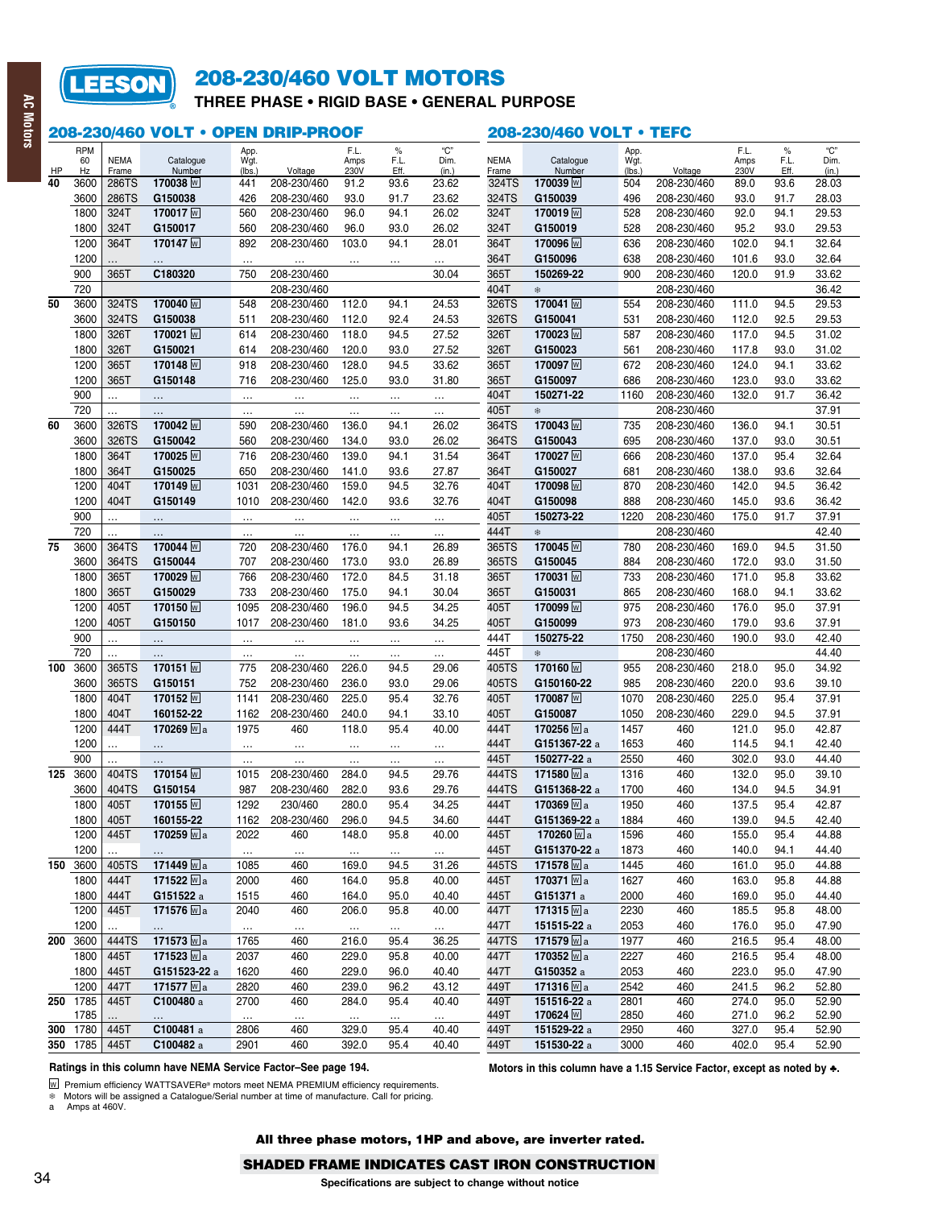# 208-230/460 VOLT MOTORS

## THREE PHASE • RIGID BASE • GENERAL PURPOSE

### 208-230/460 VOLT • OPEN DRIP-PROOF / 208-230/460 VOLT • TEFC

| HP | RPM 60 Hz | NEMA Frame | Catalogue Number | App. Wgt. (lbs.) | Voltage | F.L. Amps 230V | % F.L. Eff. | "C" Dim. (in.) | NEMA Frame | Catalogue Number | App. Wgt. (lbs.) | Voltage | F.L. Amps 230V | % F.L. Eff. | "C" Dim. (in.) |
|---|---|---|---|---|---|---|---|---|---|---|---|---|---|---|---|
| 40 | 3600 | 286TS | 170038 W | 441 | 208-230/460 | 91.2 | 93.6 | 23.62 | 324TS | 170039 W | 504 | 208-230/460 | 89.0 | 93.6 | 28.03 |
| | 3600 | 286TS | G150038 | 426 | 208-230/460 | 93.0 | 91.7 | 23.62 | 324TS | G150039 | 496 | 208-230/460 | 93.0 | 91.7 | 28.03 |
| | 1800 | 324T | 170017 W | 560 | 208-230/460 | 96.0 | 94.1 | 26.02 | 324T | 170019 W | 528 | 208-230/460 | 92.0 | 94.1 | 29.53 |
| | 1800 | 324T | G150017 | 560 | 208-230/460 | 96.0 | 93.0 | 26.02 | 324T | G150019 | 528 | 208-230/460 | 95.2 | 93.0 | 29.53 |
| | 1200 | 364T | 170147 W | 892 | 208-230/460 | 103.0 | 94.1 | 28.01 | 364T | 170096 W | 636 | 208-230/460 | 102.0 | 94.1 | 32.64 |
| | 1200 | ... | ... | ... | ... | ... | ... | ... | 364T | G150096 | 638 | 208-230/460 | 101.6 | 93.0 | 32.64 |
| | 900 | 365T | C180320 | 750 | 208-230/460 | | | 30.04 | 365T | 150269-22 | 900 | 208-230/460 | 120.0 | 91.9 | 33.62 |
| | 720 | | | | 208-230/460 | | | | 404T | ❄ | | 208-230/460 | | | 36.42 |
| 50 | 3600 | 324TS | 170040 W | 548 | 208-230/460 | 112.0 | 94.1 | 24.53 | 326TS | 170041 W | 554 | 208-230/460 | 111.0 | 94.5 | 29.53 |
| | 3600 | 324TS | G150038 | 511 | 208-230/460 | 112.0 | 92.4 | 24.53 | 326TS | G150041 | 531 | 208-230/460 | 112.0 | 92.5 | 29.53 |
| | 1800 | 326T | 170021 W | 614 | 208-230/460 | 118.0 | 94.5 | 27.52 | 326T | 170023 W | 587 | 208-230/460 | 117.0 | 94.5 | 31.02 |
| | 1800 | 326T | G150021 | 614 | 208-230/460 | 120.0 | 93.0 | 27.52 | 326T | G150023 | 561 | 208-230/460 | 117.8 | 93.0 | 31.02 |
| | 1200 | 365T | 170148 W | 918 | 208-230/460 | 128.0 | 94.5 | 33.62 | 365T | 170097 W | 672 | 208-230/460 | 124.0 | 94.1 | 33.62 |
| | 1200 | 365T | G150148 | 716 | 208-230/460 | 125.0 | 93.0 | 31.80 | 365T | G150097 | 686 | 208-230/460 | 123.0 | 93.0 | 33.62 |
| | 900 | ... | ... | ... | ... | ... | ... | ... | 404T | 150271-22 | 1160 | 208-230/460 | 132.0 | 91.7 | 36.42 |
| | 720 | ... | ... | ... | ... | ... | ... | ... | 405T | ❄ | | 208-230/460 | | | 37.91 |
| 60 | 3600 | 326TS | 170042 W | 590 | 208-230/460 | 136.0 | 94.1 | 26.02 | 364TS | 170043 W | 735 | 208-230/460 | 136.0 | 94.1 | 30.51 |
| | 3600 | 326TS | G150042 | 560 | 208-230/460 | 134.0 | 93.0 | 26.02 | 364TS | G150043 | 695 | 208-230/460 | 137.0 | 93.0 | 30.51 |
| | 1800 | 364T | 170025 W | 716 | 208-230/460 | 139.0 | 94.1 | 31.54 | 364T | 170027 W | 666 | 208-230/460 | 137.0 | 95.4 | 32.64 |
| | 1800 | 364T | G150025 | 650 | 208-230/460 | 141.0 | 93.6 | 27.87 | 364T | G150027 | 681 | 208-230/460 | 138.0 | 93.6 | 32.64 |
| | 1200 | 404T | 170149 W | 1031 | 208-230/460 | 159.0 | 94.5 | 32.76 | 404T | 170098 W | 870 | 208-230/460 | 142.0 | 94.5 | 36.42 |
| | 1200 | 404T | G150149 | 1010 | 208-230/460 | 142.0 | 93.6 | 32.76 | 404T | G150098 | 888 | 208-230/460 | 145.0 | 93.6 | 36.42 |
| | 900 | ... | ... | ... | ... | ... | ... | ... | 405T | 150273-22 | 1220 | 208-230/460 | 175.0 | 91.7 | 37.91 |
| | 720 | ... | ... | ... | ... | ... | ... | ... | 444T | ❄ | | 208-230/460 | | | 42.40 |
| 75 | 3600 | 364TS | 170044 W | 720 | 208-230/460 | 176.0 | 94.1 | 26.89 | 365TS | 170045 W | 780 | 208-230/460 | 169.0 | 94.5 | 31.50 |
| | 3600 | 364TS | G150044 | 707 | 208-230/460 | 173.0 | 93.0 | 26.89 | 365TS | G150045 | 884 | 208-230/460 | 172.0 | 93.0 | 31.50 |
| | 1800 | 365T | 170029 W | 766 | 208-230/460 | 172.0 | 84.5 | 31.18 | 365T | 170031 W | 733 | 208-230/460 | 171.0 | 95.8 | 33.62 |
| | 1800 | 365T | G150029 | 733 | 208-230/460 | 175.0 | 94.1 | 30.04 | 365T | G150031 | 865 | 208-230/460 | 168.0 | 94.1 | 33.62 |
| | 1200 | 405T | 170150 W | 1095 | 208-230/460 | 196.0 | 94.5 | 34.25 | 405T | 170099 W | 975 | 208-230/460 | 176.0 | 95.0 | 37.91 |
| | 1200 | 405T | G150150 | 1017 | 208-230/460 | 181.0 | 93.6 | 34.25 | 405T | G150099 | 973 | 208-230/460 | 179.0 | 93.6 | 37.91 |
| | 900 | ... | ... | ... | ... | ... | ... | ... | 444T | 150275-22 | 1750 | 208-230/460 | 190.0 | 93.0 | 42.40 |
| | 720 | ... | ... | ... | ... | ... | ... | ... | 445T | ❄ | | 208-230/460 | | | 44.40 |
| 100 | 3600 | 365TS | 170151 W | 775 | 208-230/460 | 226.0 | 94.5 | 29.06 | 405TS | 170160 W | 955 | 208-230/460 | 218.0 | 95.0 | 34.92 |
| | 3600 | 365TS | G150151 | 752 | 208-230/460 | 236.0 | 93.0 | 29.06 | 405TS | G150160-22 | 985 | 208-230/460 | 220.0 | 93.6 | 39.10 |
| | 1800 | 404T | 170152 W | 1141 | 208-230/460 | 225.0 | 95.4 | 32.76 | 405T | 170087 W | 1070 | 208-230/460 | 225.0 | 95.4 | 37.91 |
| | 1800 | 404T | 160152-22 | 1162 | 208-230/460 | 240.0 | 94.1 | 33.10 | 405T | G150087 | 1050 | 208-230/460 | 229.0 | 94.5 | 37.91 |
| | 1200 | 444T | 170269 W a | 1975 | 460 | 118.0 | 95.4 | 40.00 | 444T | 170256 W a | 1457 | 460 | 121.0 | 95.0 | 42.87 |
| | 1200 | ... | ... | ... | ... | ... | ... | ... | 444T | G151367-22 a | 1653 | 460 | 114.5 | 94.1 | 42.40 |
| | 900 | ... | ... | ... | ... | ... | ... | ... | 445T | 150277-22 a | 2550 | 460 | 302.0 | 93.0 | 44.40 |
| 125 | 3600 | 404TS | 170154 W | 1015 | 208-230/460 | 284.0 | 94.5 | 29.76 | 444TS | 171580 W a | 1316 | 460 | 132.0 | 95.0 | 39.10 |
| | 3600 | 404TS | G150154 | 987 | 208-230/460 | 282.0 | 93.6 | 29.76 | 444TS | G151368-22 a | 1700 | 460 | 134.0 | 94.5 | 34.91 |
| | 1800 | 405T | 170155 W | 1292 | 230/460 | 280.0 | 95.4 | 34.25 | 444T | 170369 W a | 1950 | 460 | 137.5 | 95.4 | 42.87 |
| | 1800 | 405T | 160155-22 | 1162 | 208-230/460 | 296.0 | 94.5 | 34.60 | 444T | G151369-22 a | 1884 | 460 | 139.0 | 94.5 | 42.40 |
| | 1200 | 445T | 170259 W a | 2022 | 460 | 148.0 | 95.8 | 40.00 | 445T | 170260 W a | 1596 | 460 | 155.0 | 95.4 | 44.88 |
| | 1200 | ... | ... | ... | ... | ... | ... | ... | 445T | G151370-22 a | 1873 | 460 | 140.0 | 94.1 | 44.40 |
| 150 | 3600 | 405TS | 171449 W a | 1085 | 460 | 169.0 | 94.5 | 31.26 | 445TS | 171578 W a | 1445 | 460 | 161.0 | 95.0 | 44.88 |
| | 1800 | 444T | 171522 W a | 2000 | 460 | 164.0 | 95.8 | 40.00 | 445T | 170371 W a | 1627 | 460 | 163.0 | 95.8 | 44.88 |
| | 1800 | 444T | G151522 a | 1515 | 460 | 164.0 | 95.0 | 40.40 | 445T | G151371 a | 2000 | 460 | 169.0 | 95.0 | 44.40 |
| | 1200 | 445T | 171576 W a | 2040 | 460 | 206.0 | 95.8 | 40.00 | 447T | 171315 W a | 2230 | 460 | 185.5 | 95.8 | 48.00 |
| | 1200 | ... | ... | ... | ... | ... | ... | ... | 447T | 151515-22 a | 2053 | 460 | 176.0 | 95.0 | 47.90 |
| 200 | 3600 | 444TS | 171573 W a | 1765 | 460 | 216.0 | 95.4 | 36.25 | 447TS | 171579 W a | 1977 | 460 | 216.5 | 95.4 | 48.00 |
| | 1800 | 445T | 171523 W a | 2037 | 460 | 229.0 | 95.8 | 40.00 | 447T | 170352 W a | 2227 | 460 | 216.5 | 95.4 | 48.00 |
| | 1800 | 445T | G151523-22 a | 1620 | 460 | 229.0 | 96.0 | 40.40 | 447T | G150352 a | 2053 | 460 | 223.0 | 95.0 | 47.90 |
| | 1200 | 447T | 171577 W a | 2820 | 460 | 239.0 | 96.2 | 43.12 | 449T | 171316 W a | 2542 | 460 | 241.5 | 96.2 | 52.80 |
| 250 | 1785 | 445T | C100480 a | 2700 | 460 | 284.0 | 95.4 | 40.40 | 449T | 151516-22 a | 2801 | 460 | 274.0 | 95.0 | 52.90 |
| | 1785 | ... | ... | ... | ... | ... | ... | ... | 449T | 170624 W | 2850 | 460 | 271.0 | 96.2 | 52.90 |
| 300 | 1780 | 445T | C100481 a | 2806 | 460 | 329.0 | 95.4 | 40.40 | 449T | 151529-22 a | 2950 | 460 | 327.0 | 95.4 | 52.90 |
| 350 | 1785 | 445T | C100482 a | 2901 | 460 | 392.0 | 95.4 | 40.40 | 449T | 151530-22 a | 3000 | 460 | 402.0 | 95.4 | 52.90 |

**Ratings in this column have NEMA Service Factor–See page 194.**

**Motors in this column have a 1.15 Service Factor, except as noted by ♣.**

W Premium efficiency WATTSAVERe® motors meet NEMA PREMIUM efficiency requirements.
❄ Motors will be assigned a Catalogue/Serial number at time of manufacture. Call for pricing.
a Amps at 460V.

**All three phase motors, 1HP and above, are inverter rated.**

**SHADED FRAME INDICATES CAST IRON CONSTRUCTION**

**Specifications are subject to change without notice**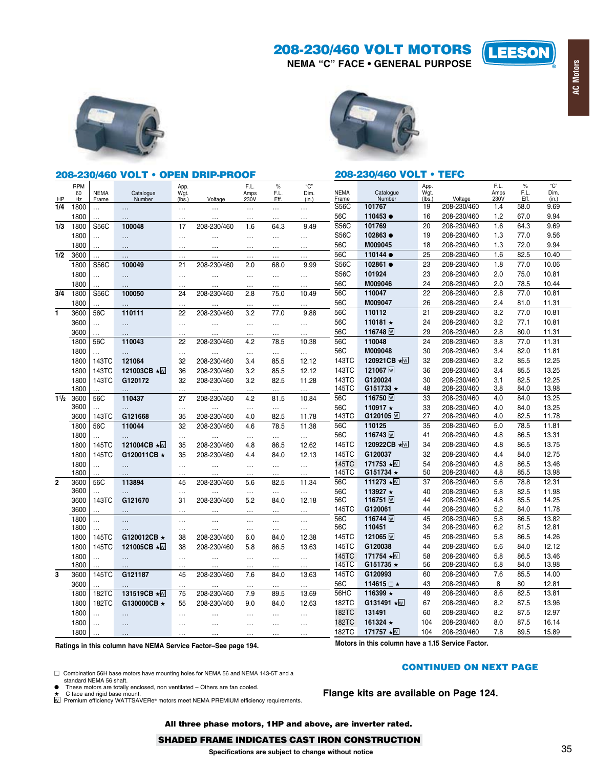# 208-230/460 VOLT MOTORS

## NEMA "C" FACE • GENERAL PURPOSE

LEESON

AC Motors

## 208-230/460 VOLT • OPEN DRIP-PROOF

| HP | RPM 60 Hz | NEMA Frame | Catalogue Number | App. Wgt. (lbs.) | Voltage | F.L. Amps 230V | % F.L. Eff. | "C" Dim. (in.) |
|---|---|---|---|---|---|---|---|---|
| 1/4 | 1800 | ... | ... | ... | ... | ... | ... | ... |
| | 1800 | ... | ... | ... | ... | ... | ... | ... |
| 1/3 | 1800 | S56C | 100048 | 17 | 208-230/460 | 1.6 | 64.3 | 9.49 |
| | 1800 | ... | ... | ... | ... | ... | ... | ... |
| | 1800 | ... | ... | ... | ... | ... | ... | ... |
| 1/2 | 3600 | ... | ... | ... | ... | ... | ... | ... |
| | 1800 | S56C | 100049 | 21 | 208-230/460 | 2.0 | 68.0 | 9.99 |
| | 1800 | ... | ... | ... | ... | ... | ... | ... |
| | 1800 | ... | ... | ... | ... | ... | ... | ... |
| 3/4 | 1800 | S56C | 100050 | 24 | 208-230/460 | 2.8 | 75.0 | 10.49 |
| | 1800 | ... | ... | ... | ... | ... | ... | ... |
| 1 | 3600 | 56C | 110111 | 22 | 208-230/460 | 3.2 | 77.0 | 9.88 |
| | 3600 | ... | ... | ... | ... | ... | ... | ... |
| | 3600 | ... | ... | ... | ... | ... | ... | ... |
| | 1800 | 56C | 110043 | 22 | 208-230/460 | 4.2 | 78.5 | 10.38 |
| | 1800 | ... | ... | ... | ... | ... | ... | ... |
| | 1800 | 143TC | 121064 | 32 | 208-230/460 | 3.4 | 85.5 | 12.12 |
| | 1800 | 143TC | 121003CB ★W | 36 | 208-230/460 | 3.2 | 85.5 | 12.12 |
| | 1800 | 143TC | G120172 | 32 | 208-230/460 | 3.2 | 82.5 | 11.28 |
| | 1800 | ... | ... | ... | ... | ... | ... | ... |
| 1 1/2 | 3600 | 56C | 110437 | 27 | 208-230/460 | 4.2 | 81.5 | 10.84 |
| | 3600 | ... | ... | ... | ... | ... | ... | ... |
| | 3600 | 143TC | G121668 | 35 | 208-230/460 | 4.0 | 82.5 | 11.78 |
| | 1800 | 56C | 110044 | 32 | 208-230/460 | 4.6 | 78.5 | 11.38 |
| | 1800 | ... | ... | ... | ... | ... | ... | ... |
| | 1800 | 145TC | 121004CB ★W | 35 | 208-230/460 | 4.8 | 86.5 | 12.62 |
| | 1800 | 145TC | G120011CB ★ | 35 | 208-230/460 | 4.4 | 84.0 | 12.13 |
| | 1800 | ... | ... | ... | ... | ... | ... | ... |
| | 1800 | ... | ... | ... | ... | ... | ... | ... |
| 2 | 3600 | 56C | 113894 | 45 | 208-230/460 | 5.6 | 82.5 | 11.34 |
| | 3600 | ... | ... | ... | ... | ... | ... | ... |
| | 3600 | 143TC | G121670 | 31 | 208-230/460 | 5.2 | 84.0 | 12.18 |
| | 3600 | ... | ... | ... | ... | ... | ... | ... |
| | 1800 | ... | ... | ... | ... | ... | ... | ... |
| | 1800 | ... | ... | ... | ... | ... | ... | ... |
| | 1800 | 145TC | G120012CB ★ | 38 | 208-230/460 | 6.0 | 84.0 | 12.38 |
| | 1800 | 145TC | 121005CB ★W | 38 | 208-230/460 | 5.8 | 86.5 | 13.63 |
| | 1800 | ... | ... | ... | ... | ... | ... | ... |
| | 1800 | ... | ... | ... | ... | ... | ... | ... |
| 3 | 3600 | 145TC | G121187 | 45 | 208-230/460 | 7.6 | 84.0 | 13.63 |
| | 3600 | ... | ... | ... | ... | ... | ... | ... |
| | 1800 | 182TC | 131519CB ★W | 75 | 208-230/460 | 7.9 | 89.5 | 13.69 |
| | 1800 | 182TC | G130000CB ★ | 55 | 208-230/460 | 9.0 | 84.0 | 12.63 |
| | 1800 | ... | ... | ... | ... | ... | ... | ... |
| | 1800 | ... | ... | ... | ... | ... | ... | ... |
| | 1800 | ... | ... | ... | ... | ... | ... | ... |

Ratings in this column have NEMA Service Factor–See page 194.

## 208-230/460 VOLT • TEFC

| NEMA Frame | Catalogue Number | App. Wgt. (lbs.) | Voltage | F.L. Amps 230V | % F.L. Eff. | "C" Dim. (in.) |
|---|---|---|---|---|---|---|
| S56C | 101767 | 19 | 208-230/460 | 1.4 | 58.0 | 9.69 |
| 56C | 110453 ● | 16 | 208-230/460 | 1.2 | 67.0 | 9.94 |
| S56C | 101769 | 20 | 208-230/460 | 1.6 | 64.3 | 9.69 |
| S56C | 102863 ● | 19 | 208-230/460 | 1.3 | 77.0 | 9.56 |
| 56C | M009045 | 18 | 208-230/460 | 1.3 | 72.0 | 9.94 |
| 56C | 110144 ● | 25 | 208-230/460 | 1.6 | 82.5 | 10.40 |
| S56C | 102861 ● | 23 | 208-230/460 | 1.8 | 77.0 | 10.06 |
| S56C | 101924 | 23 | 208-230/460 | 2.0 | 75.0 | 10.81 |
| 56C | M009046 | 24 | 208-230/460 | 2.0 | 78.5 | 10.44 |
| 56C | 110047 | 22 | 208-230/460 | 2.8 | 77.0 | 10.81 |
| 56C | M009047 | 26 | 208-230/460 | 2.4 | 81.0 | 11.31 |
| 56C | 110112 | 21 | 208-230/460 | 3.2 | 77.0 | 10.81 |
| 56C | 110181 ★ | 24 | 208-230/460 | 3.2 | 77.1 | 10.81 |
| 56C | 116748 W | 29 | 208-230/460 | 2.8 | 80.0 | 11.31 |
| 56C | 110048 | 24 | 208-230/460 | 3.8 | 77.0 | 11.31 |
| 56C | M009048 | 30 | 208-230/460 | 3.4 | 82.0 | 11.81 |
| 143TC | 120921CB ★W | 32 | 208-230/460 | 3.2 | 85.5 | 12.25 |
| 143TC | 121067 W | 36 | 208-230/460 | 3.4 | 85.5 | 13.25 |
| 143TC | G120024 | 30 | 208-230/460 | 3.1 | 82.5 | 12.25 |
| 145TC | G151733 ★ | 48 | 208-230/460 | 3.8 | 84.0 | 13.98 |
| 56C | 116750 W | 33 | 208-230/460 | 4.0 | 84.0 | 13.25 |
| 56C | 110917 ★ | 33 | 208-230/460 | 4.0 | 84.0 | 13.25 |
| 143TC | G120105 W | 27 | 208-230/460 | 4.0 | 82.5 | 11.78 |
| 56C | 110125 | 35 | 208-230/460 | 5.0 | 78.5 | 11.81 |
| 56C | 116743 W | 41 | 208-230/460 | 4.8 | 86.5 | 13.31 |
| 145TC | 120922CB ★W | 34 | 208-230/460 | 4.8 | 86.5 | 13.75 |
| 145TC | G120037 | 32 | 208-230/460 | 4.4 | 84.0 | 12.75 |
| 145TC | 171753 ★W | 54 | 208-230/460 | 4.8 | 86.5 | 13.46 |
| 145TC | G151734 ★ | 50 | 208-230/460 | 4.8 | 85.5 | 13.98 |
| 56C | 111273 ★W | 37 | 208-230/460 | 5.6 | 78.8 | 12.31 |
| 56C | 113927 ★ | 40 | 208-230/460 | 5.8 | 82.5 | 11.98 |
| 56C | 116751 W | 44 | 208-230/460 | 4.8 | 85.5 | 14.25 |
| 145TC | G120061 | 44 | 208-230/460 | 5.2 | 84.0 | 11.78 |
| 56C | 116744 W | 45 | 208-230/460 | 5.8 | 86.5 | 13.82 |
| 56C | 110451 | 34 | 208-230/460 | 6.2 | 81.5 | 12.81 |
| 145TC | 121065 W | 45 | 208-230/460 | 5.8 | 86.5 | 14.26 |
| 145TC | G120038 | 44 | 208-230/460 | 5.6 | 84.0 | 12.12 |
| 145TC | 171754 ★W | 58 | 208-230/460 | 5.8 | 86.5 | 13.46 |
| 145TC | G151735 ★ | 56 | 208-230/460 | 5.8 | 84.0 | 13.98 |
| 145TC | G120993 | 60 | 208-230/460 | 7.6 | 85.5 | 14.00 |
| 56C | 114615 □ ★ | 43 | 208-230/460 | 8 | 80 | 12.81 |
| 56HC | 116399 ★ | 49 | 208-230/460 | 8.6 | 82.5 | 13.81 |
| 182TC | G131491 ★W | 67 | 208-230/460 | 8.2 | 87.5 | 13.96 |
| 182TC | 131491 | 60 | 208-230/460 | 8.2 | 87.5 | 12.97 |
| 182TC | 161324 ★ | 104 | 208-230/460 | 8.0 | 87.5 | 16.14 |
| 182TC | 171757 ★W | 104 | 208-230/460 | 7.8 | 89.5 | 15.89 |

Motors in this column have a 1.15 Service Factor.

**CONTINUED ON NEXT PAGE**

□ Combination 56H base motors have mounting holes for NEMA 56 and NEMA 143-5T and a standard NEMA 56 shaft.
● These motors are totally enclosed, non ventilated – Others are fan cooled.
★ C face and rigid base mount.
W Premium efficiency WATTSAVERe® motors meet NEMA PREMIUM efficiency requirements.

**Flange kits are available on Page 124.**

**All three phase motors, 1HP and above, are inverter rated.**

**SHADED FRAME INDICATES CAST IRON CONSTRUCTION**

**Specifications are subject to change without notice**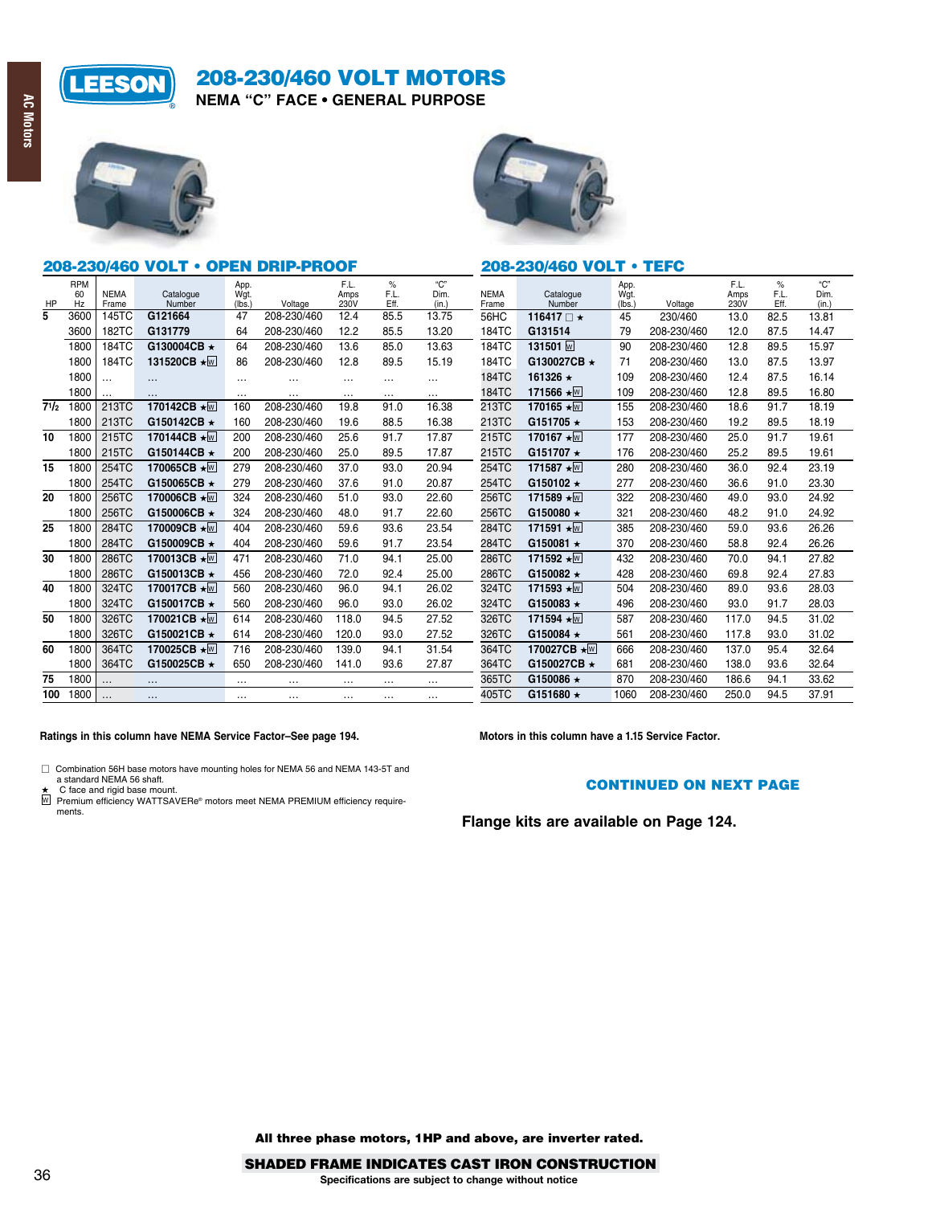# 208-230/460 VOLT MOTORS

**NEMA "C" FACE • GENERAL PURPOSE**

## 208-230/460 VOLT • OPEN DRIP-PROOF

| HP | RPM 60 Hz | NEMA Frame | Catalogue Number | App. Wgt. (lbs.) | Voltage | F.L. Amps 230V | % F.L. Eff. | "C" Dim. (in.) |
|---|---|---|---|---|---|---|---|---|
| 5 | 3600 | 145TC | G121664 | 47 | 208-230/460 | 12.4 | 85.5 | 13.75 |
| | 3600 | 182TC | G131779 | 64 | 208-230/460 | 12.2 | 85.5 | 13.20 |
| | 1800 | 184TC | G130004CB ★ | 64 | 208-230/460 | 13.6 | 85.0 | 13.63 |
| | 1800 | 184TC | 131520CB ★W | 86 | 208-230/460 | 12.8 | 89.5 | 15.19 |
| | 1800 | ... | ... | ... | ... | ... | ... | ... |
| | 1800 | ... | ... | ... | ... | ... | ... | ... |
| 7½ | 1800 | 213TC | 170142CB ★W | 160 | 208-230/460 | 19.8 | 91.0 | 16.38 |
| | 1800 | 213TC | G150142CB ★ | 160 | 208-230/460 | 19.6 | 88.5 | 16.38 |
| 10 | 1800 | 215TC | 170144CB ★W | 200 | 208-230/460 | 25.6 | 91.7 | 17.87 |
| | 1800 | 215TC | G150144CB ★ | 200 | 208-230/460 | 25.0 | 89.5 | 17.87 |
| 15 | 1800 | 254TC | 170065CB ★W | 279 | 208-230/460 | 37.0 | 93.0 | 20.94 |
| | 1800 | 254TC | G150065CB ★ | 279 | 208-230/460 | 37.6 | 91.0 | 20.87 |
| 20 | 1800 | 256TC | 170006CB ★W | 324 | 208-230/460 | 51.0 | 93.0 | 22.60 |
| | 1800 | 256TC | G150006CB ★ | 324 | 208-230/460 | 48.0 | 91.7 | 22.60 |
| 25 | 1800 | 284TC | 170009CB ★W | 404 | 208-230/460 | 59.6 | 93.6 | 23.54 |
| | 1800 | 284TC | G150009CB ★ | 404 | 208-230/460 | 59.6 | 91.7 | 23.54 |
| 30 | 1800 | 286TC | 170013CB ★W | 471 | 208-230/460 | 71.0 | 94.1 | 25.00 |
| | 1800 | 286TC | G150013CB ★ | 456 | 208-230/460 | 72.0 | 92.4 | 25.00 |
| 40 | 1800 | 324TC | 170017CB ★W | 560 | 208-230/460 | 96.0 | 94.1 | 26.02 |
| | 1800 | 324TC | G150017CB ★ | 560 | 208-230/460 | 96.0 | 93.0 | 26.02 |
| 50 | 1800 | 326TC | 170021CB ★W | 614 | 208-230/460 | 118.0 | 94.5 | 27.52 |
| | 1800 | 326TC | G150021CB ★ | 614 | 208-230/460 | 120.0 | 93.0 | 27.52 |
| 60 | 1800 | 364TC | 170025CB ★W | 716 | 208-230/460 | 139.0 | 94.1 | 31.54 |
| | 1800 | 364TC | G150025CB ★ | 650 | 208-230/460 | 141.0 | 93.6 | 27.87 |
| 75 | 1800 | ... | ... | ... | ... | ... | ... | ... |
| 100 | 1800 | ... | ... | ... | ... | ... | ... | ... |

Ratings in this column have NEMA Service Factor–See page 194.

## 208-230/460 VOLT • TEFC

| HP | RPM 60 Hz | NEMA Frame | Catalogue Number | App. Wgt. (lbs.) | Voltage | F.L. Amps 230V | % F.L. Eff. | "C" Dim. (in.) |
|---|---|---|---|---|---|---|---|---|
| 5 | 3600 | 56HC | 116417 □ ★ | 45 | 230/460 | 13.0 | 82.5 | 13.81 |
| | 3600 | 184TC | G131514 | 79 | 208-230/460 | 12.0 | 87.5 | 14.47 |
| | 1800 | 184TC | 131501 W | 90 | 208-230/460 | 12.8 | 89.5 | 15.97 |
| | 1800 | 184TC | G130027CB ★ | 71 | 208-230/460 | 13.0 | 87.5 | 13.97 |
| | 1800 | 184TC | 161326 ★ | 109 | 208-230/460 | 12.4 | 87.5 | 16.14 |
| | 1800 | 184TC | 171566 ★W | 109 | 208-230/460 | 12.8 | 89.5 | 16.80 |
| 7½ | 1800 | 213TC | 170165 ★W | 155 | 208-230/460 | 18.6 | 91.7 | 18.19 |
| | 1800 | 213TC | G151705 ★ | 153 | 208-230/460 | 19.2 | 89.5 | 18.19 |
| 10 | 1800 | 215TC | 170167 ★W | 177 | 208-230/460 | 25.0 | 91.7 | 19.61 |
| | 1800 | 215TC | G151707 ★ | 176 | 208-230/460 | 25.2 | 89.5 | 19.61 |
| 15 | 1800 | 254TC | 171587 ★W | 280 | 208-230/460 | 36.0 | 92.4 | 23.19 |
| | 1800 | 254TC | G150102 ★ | 277 | 208-230/460 | 36.6 | 91.0 | 23.30 |
| 20 | 1800 | 256TC | 171589 ★W | 322 | 208-230/460 | 49.0 | 93.0 | 24.92 |
| | 1800 | 256TC | G150080 ★ | 321 | 208-230/460 | 48.2 | 91.0 | 24.92 |
| 25 | 1800 | 284TC | 171591 ★W | 385 | 208-230/460 | 59.0 | 93.6 | 26.26 |
| | 1800 | 284TC | G150081 ★ | 370 | 208-230/460 | 58.8 | 92.4 | 26.26 |
| 30 | 1800 | 286TC | 171592 ★W | 432 | 208-230/460 | 70.0 | 94.1 | 27.82 |
| | 1800 | 286TC | G150082 ★ | 428 | 208-230/460 | 69.8 | 92.4 | 27.83 |
| 40 | 1800 | 324TC | 171593 ★W | 504 | 208-230/460 | 89.0 | 93.6 | 28.03 |
| | 1800 | 324TC | G150083 ★ | 496 | 208-230/460 | 93.0 | 91.7 | 28.03 |
| 50 | 1800 | 326TC | 171594 ★W | 587 | 208-230/460 | 117.0 | 94.5 | 31.02 |
| | 1800 | 326TC | G150084 ★ | 561 | 208-230/460 | 117.8 | 93.0 | 31.02 |
| 60 | 1800 | 364TC | 170027CB ★W | 666 | 208-230/460 | 137.0 | 95.4 | 32.64 |
| | 1800 | 364TC | G150027CB ★ | 681 | 208-230/460 | 138.0 | 93.6 | 32.64 |
| 75 | 1800 | 365TC | G150086 ★ | 870 | 208-230/460 | 186.6 | 94.1 | 33.62 |
| 100 | 1800 | 405TC | G151680 ★ | 1060 | 208-230/460 | 250.0 | 94.5 | 37.91 |

Motors in this column have a 1.15 Service Factor.

□ Combination 56H base motors have mounting holes for NEMA 56 and NEMA 143-5T and a standard NEMA 56 shaft.
★ C face and rigid base mount.
W Premium efficiency WATTSAVERe® motors meet NEMA PREMIUM efficiency requirements.

**CONTINUED ON NEXT PAGE**

**Flange kits are available on Page 124.**

**All three phase motors, 1HP and above, are inverter rated.**

**SHADED FRAME INDICATES CAST IRON CONSTRUCTION**

Specifications are subject to change without notice